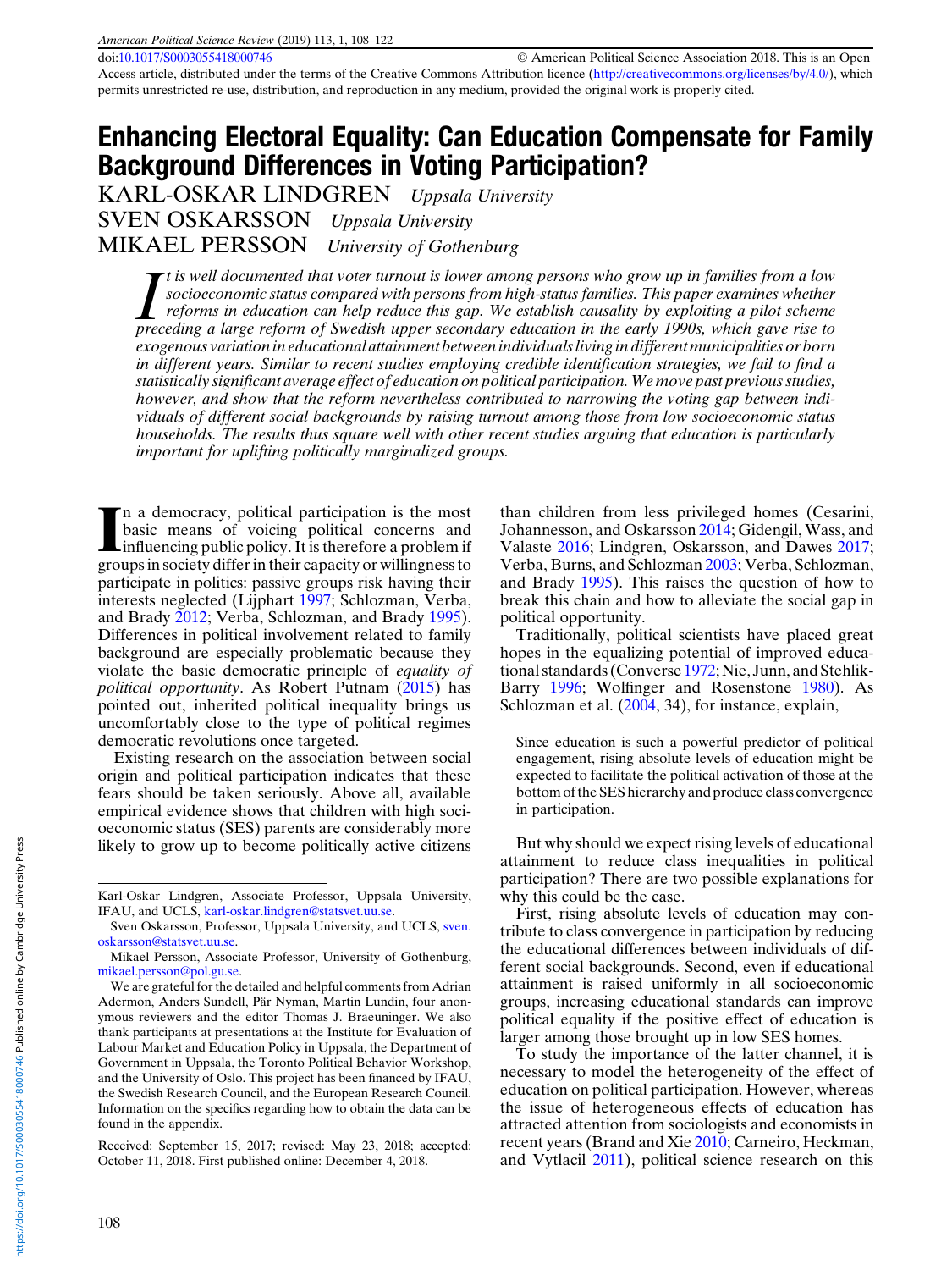doi:10.1017/S0003055418000746 © American Political Science Association 2018. This is an Open Access article, distributed under the terms of the Creative Commons Attribution licence (http://creativecommons.org/licenses/by/4.0/), which permits unrestricted re-use, distribution, and reproduction in any medium, provided the original work is properly cited.

# Enhancing Electoral Equality: Can Education Compensate for Family Background Differences in Voting Participation?

KARL-OSKAR LINDGREN *Uppsala University*
SVEN OSKARSSON *Uppsala University*
MIKAEL PERSSON *University of Gothenburg*

*It is well documented that voter turnout is lower among persons who grow up in families from a low socioeconomic status compared with persons from high-status families. This paper examines whether reforms in education can help reduce this gap. We establish causality by exploiting a pilot scheme preceding a large reform of Swedish upper secondary education in the early 1990s, which gave rise to exogenous variation in educational attainment between individuals living in different municipalities or born in different years. Similar to recent studies employing credible identification strategies, we fail to find a statistically significant average effect of education on political participation. We move past previous studies, however, and show that the reform nevertheless contributed to narrowing the voting gap between individuals of different social backgrounds by raising turnout among those from low socioeconomic status households. The results thus square well with other recent studies arguing that education is particularly important for uplifting politically marginalized groups.*

In a democracy, political participation is the most basic means of voicing political concerns and influencing public policy. It is therefore a problem if groups in society differ in their capacity or willingness to participate in politics: passive groups risk having their interests neglected (Lijphart 1997; Schlozman, Verba, and Brady 2012; Verba, Schlozman, and Brady 1995). Differences in political involvement related to family background are especially problematic because they violate the basic democratic principle of *equality of political opportunity*. As Robert Putnam (2015) has pointed out, inherited political inequality brings us uncomfortably close to the type of political regimes democratic revolutions once targeted.

Existing research on the association between social origin and political participation indicates that these fears should be taken seriously. Above all, available empirical evidence shows that children with high socioeconomic status (SES) parents are considerably more likely to grow up to become politically active citizens than children from less privileged homes (Cesarini, Johannesson, and Oskarsson 2014; Gidengil, Wass, and Valaste 2016; Lindgren, Oskarsson, and Dawes 2017; Verba, Burns, and Schlozman 2003; Verba, Schlozman, and Brady 1995). This raises the question of how to break this chain and how to alleviate the social gap in political opportunity.

Traditionally, political scientists have placed great hopes in the equalizing potential of improved educational standards (Converse 1972; Nie, Junn, and Stehlik-Barry 1996; Wolfinger and Rosenstone 1980). As Schlozman et al. (2004, 34), for instance, explain,

> Since education is such a powerful predictor of political engagement, rising absolute levels of education might be expected to facilitate the political activation of those at the bottom of the SES hierarchy and produce class convergence in participation.

But why should we expect rising levels of educational attainment to reduce class inequalities in political participation? There are two possible explanations for why this could be the case.

First, rising absolute levels of education may contribute to class convergence in participation by reducing the educational differences between individuals of different social backgrounds. Second, even if educational attainment is raised uniformly in all socioeconomic groups, increasing educational standards can improve political equality if the positive effect of education is larger among those brought up in low SES homes.

To study the importance of the latter channel, it is necessary to model the heterogeneity of the effect of education on political participation. However, whereas the issue of heterogeneous effects of education has attracted attention from sociologists and economists in recent years (Brand and Xie 2010; Carneiro, Heckman, and Vytlacil 2011), political science research on this

---

Karl-Oskar Lindgren, Associate Professor, Uppsala University, IFAU, and UCLS, karl-oskar.lindgren@statsvet.uu.se.

Sven Oskarsson, Professor, Uppsala University, and UCLS, sven.oskarsson@statsvet.uu.se.

Mikael Persson, Associate Professor, University of Gothenburg, mikael.persson@pol.gu.se.

We are grateful for the detailed and helpful comments from Adrian Adermon, Anders Sundell, Pär Nyman, Martin Lundin, four anonymous reviewers and the editor Thomas J. Braeuninger. We also thank participants at presentations at the Institute for Evaluation of Labour Market and Education Policy in Uppsala, the Department of Government in Uppsala, the Toronto Political Behavior Workshop, and the University of Oslo. This project has been financed by IFAU, the Swedish Research Council, and the European Research Council. Information on the specifics regarding how to obtain the data can be found in the appendix.

Received: September 15, 2017; revised: May 23, 2018; accepted: October 11, 2018. First published online: December 4, 2018.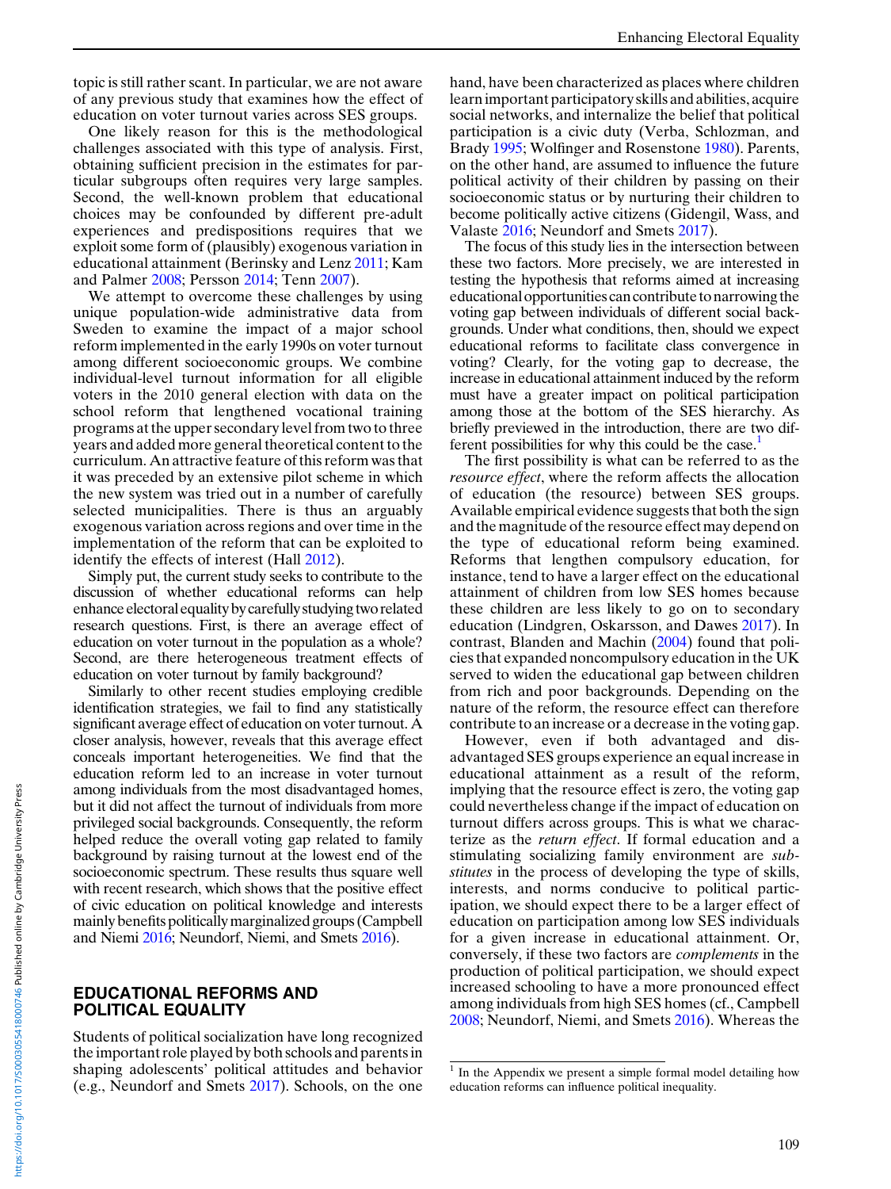topic is still rather scant. In particular, we are not aware of any previous study that examines how the effect of education on voter turnout varies across SES groups.

One likely reason for this is the methodological challenges associated with this type of analysis. First, obtaining sufficient precision in the estimates for particular subgroups often requires very large samples. Second, the well-known problem that educational choices may be confounded by different pre-adult experiences and predispositions requires that we exploit some form of (plausibly) exogenous variation in educational attainment (Berinsky and Lenz 2011; Kam and Palmer 2008; Persson 2014; Tenn 2007).

We attempt to overcome these challenges by using unique population-wide administrative data from Sweden to examine the impact of a major school reform implemented in the early 1990s on voter turnout among different socioeconomic groups. We combine individual-level turnout information for all eligible voters in the 2010 general election with data on the school reform that lengthened vocational training programs at the upper secondary level from two to three years and added more general theoretical content to the curriculum. An attractive feature of this reform was that it was preceded by an extensive pilot scheme in which the new system was tried out in a number of carefully selected municipalities. There is thus an arguably exogenous variation across regions and over time in the implementation of the reform that can be exploited to identify the effects of interest (Hall 2012).

Simply put, the current study seeks to contribute to the discussion of whether educational reforms can help enhance electoral equality by carefully studying two related research questions. First, is there an average effect of education on voter turnout in the population as a whole? Second, are there heterogeneous treatment effects of education on voter turnout by family background?

Similarly to other recent studies employing credible identification strategies, we fail to find any statistically significant average effect of education on voter turnout. A closer analysis, however, reveals that this average effect conceals important heterogeneities. We find that the education reform led to an increase in voter turnout among individuals from the most disadvantaged homes, but it did not affect the turnout of individuals from more privileged social backgrounds. Consequently, the reform helped reduce the overall voting gap related to family background by raising turnout at the lowest end of the socioeconomic spectrum. These results thus square well with recent research, which shows that the positive effect of civic education on political knowledge and interests mainly benefits politically marginalized groups (Campbell and Niemi 2016; Neundorf, Niemi, and Smets 2016).

## EDUCATIONAL REFORMS AND POLITICAL EQUALITY

Students of political socialization have long recognized the important role played by both schools and parents in shaping adolescents' political attitudes and behavior (e.g., Neundorf and Smets 2017). Schools, on the one hand, have been characterized as places where children learn important participatory skills and abilities, acquire social networks, and internalize the belief that political participation is a civic duty (Verba, Schlozman, and Brady 1995; Wolfinger and Rosenstone 1980). Parents, on the other hand, are assumed to influence the future political activity of their children by passing on their socioeconomic status or by nurturing their children to become politically active citizens (Gidengil, Wass, and Valaste 2016; Neundorf and Smets 2017).

The focus of this study lies in the intersection between these two factors. More precisely, we are interested in testing the hypothesis that reforms aimed at increasing educational opportunities can contribute to narrowing the voting gap between individuals of different social backgrounds. Under what conditions, then, should we expect educational reforms to facilitate class convergence in voting? Clearly, for the voting gap to decrease, the increase in educational attainment induced by the reform must have a greater impact on political participation among those at the bottom of the SES hierarchy. As briefly previewed in the introduction, there are two different possibilities for why this could be the case.[1]

The first possibility is what can be referred to as the *resource effect*, where the reform affects the allocation of education (the resource) between SES groups. Available empirical evidence suggests that both the sign and the magnitude of the resource effect may depend on the type of educational reform being examined. Reforms that lengthen compulsory education, for instance, tend to have a larger effect on the educational attainment of children from low SES homes because these children are less likely to go on to secondary education (Lindgren, Oskarsson, and Dawes 2017). In contrast, Blanden and Machin (2004) found that policies that expanded noncompulsory education in the UK served to widen the educational gap between children from rich and poor backgrounds. Depending on the nature of the reform, the resource effect can therefore contribute to an increase or a decrease in the voting gap.

However, even if both advantaged and disadvantaged SES groups experience an equal increase in educational attainment as a result of the reform, implying that the resource effect is zero, the voting gap could nevertheless change if the impact of education on turnout differs across groups. This is what we characterize as the *return effect*. If formal education and a stimulating socializing family environment are *substitutes* in the process of developing the type of skills, interests, and norms conducive to political participation, we should expect there to be a larger effect of education on participation among low SES individuals for a given increase in educational attainment. Or, conversely, if these two factors are *complements* in the production of political participation, we should expect increased schooling to have a more pronounced effect among individuals from high SES homes (cf., Campbell 2008; Neundorf, Niemi, and Smets 2016). Whereas the

[1] In the Appendix we present a simple formal model detailing how education reforms can influence political inequality.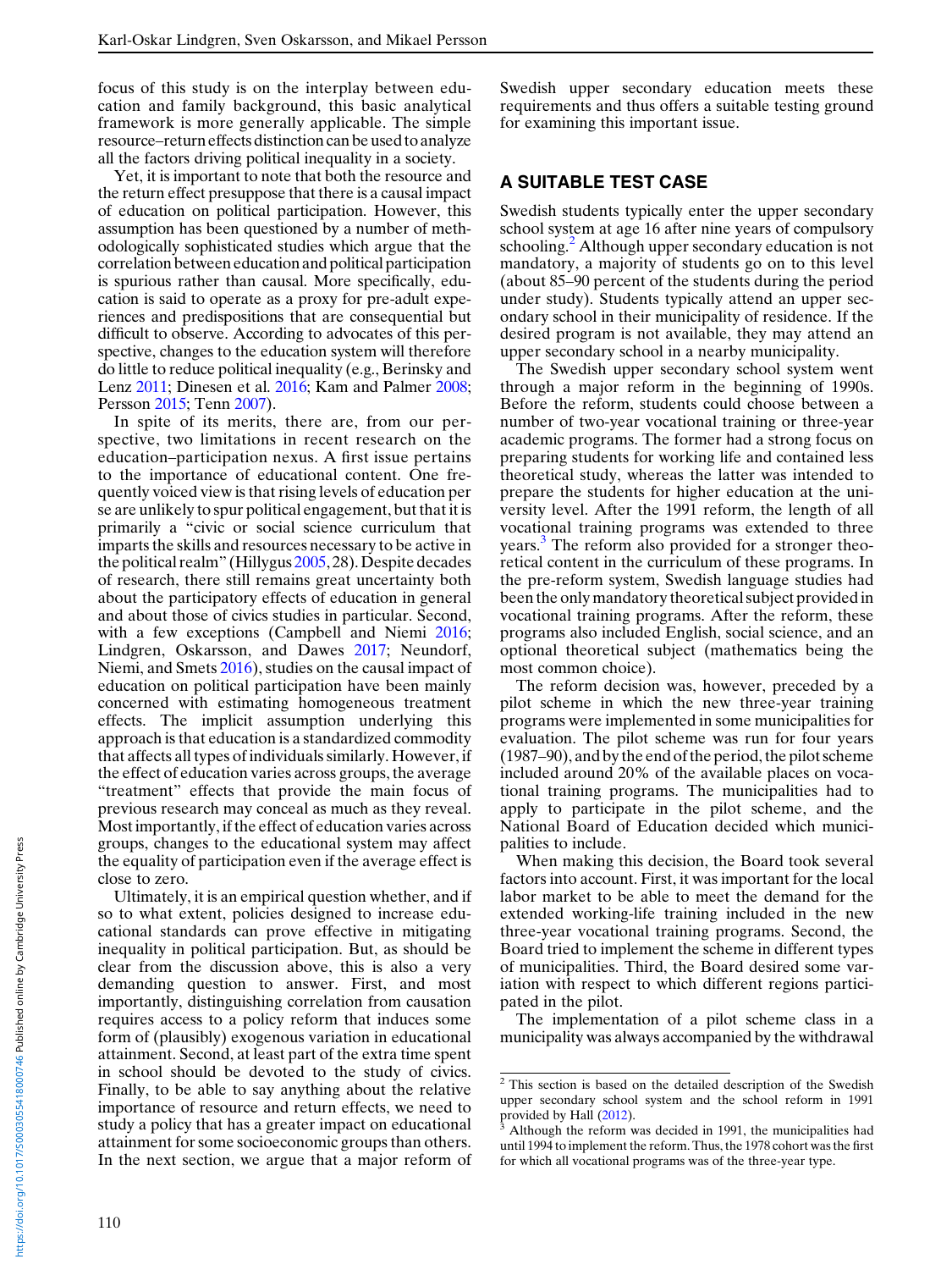focus of this study is on the interplay between education and family background, this basic analytical framework is more generally applicable. The simple resource–return effects distinction can be used to analyze all the factors driving political inequality in a society.

Yet, it is important to note that both the resource and the return effect presuppose that there is a causal impact of education on political participation. However, this assumption has been questioned by a number of methodologically sophisticated studies which argue that the correlation between education and political participation is spurious rather than causal. More specifically, education is said to operate as a proxy for pre-adult experiences and predispositions that are consequential but difficult to observe. According to advocates of this perspective, changes to the education system will therefore do little to reduce political inequality (e.g., Berinsky and Lenz 2011; Dinesen et al. 2016; Kam and Palmer 2008; Persson 2015; Tenn 2007).

In spite of its merits, there are, from our perspective, two limitations in recent research on the education–participation nexus. A first issue pertains to the importance of educational content. One frequently voiced view is that rising levels of education per se are unlikely to spur political engagement, but that it is primarily a "civic or social science curriculum that imparts the skills and resources necessary to be active in the political realm" (Hillygus 2005, 28). Despite decades of research, there still remains great uncertainty both about the participatory effects of education in general and about those of civics studies in particular. Second, with a few exceptions (Campbell and Niemi 2016; Lindgren, Oskarsson, and Dawes 2017; Neundorf, Niemi, and Smets 2016), studies on the causal impact of education on political participation have been mainly concerned with estimating homogeneous treatment effects. The implicit assumption underlying this approach is that education is a standardized commodity that affects all types of individuals similarly. However, if the effect of education varies across groups, the average "treatment" effects that provide the main focus of previous research may conceal as much as they reveal. Most importantly, if the effect of education varies across groups, changes to the educational system may affect the equality of participation even if the average effect is close to zero.

Ultimately, it is an empirical question whether, and if so to what extent, policies designed to increase educational standards can prove effective in mitigating inequality in political participation. But, as should be clear from the discussion above, this is also a very demanding question to answer. First, and most importantly, distinguishing correlation from causation requires access to a policy reform that induces some form of (plausibly) exogenous variation in educational attainment. Second, at least part of the extra time spent in school should be devoted to the study of civics. Finally, to be able to say anything about the relative importance of resource and return effects, we need to study a policy that has a greater impact on educational attainment for some socioeconomic groups than others. In the next section, we argue that a major reform of Swedish upper secondary education meets these requirements and thus offers a suitable testing ground for examining this important issue.

## A SUITABLE TEST CASE

Swedish students typically enter the upper secondary school system at age 16 after nine years of compulsory schooling.[2] Although upper secondary education is not mandatory, a majority of students go on to this level (about 85–90 percent of the students during the period under study). Students typically attend an upper secondary school in their municipality of residence. If the desired program is not available, they may attend an upper secondary school in a nearby municipality.

The Swedish upper secondary school system went through a major reform in the beginning of 1990s. Before the reform, students could choose between a number of two-year vocational training or three-year academic programs. The former had a strong focus on preparing students for working life and contained less theoretical study, whereas the latter was intended to prepare the students for higher education at the university level. After the 1991 reform, the length of all vocational training programs was extended to three years.[3] The reform also provided for a stronger theoretical content in the curriculum of these programs. In the pre-reform system, Swedish language studies had been the only mandatory theoretical subject provided in vocational training programs. After the reform, these programs also included English, social science, and an optional theoretical subject (mathematics being the most common choice).

The reform decision was, however, preceded by a pilot scheme in which the new three-year training programs were implemented in some municipalities for evaluation. The pilot scheme was run for four years (1987–90), and by the end of the period, the pilot scheme included around 20% of the available places on vocational training programs. The municipalities had to apply to participate in the pilot scheme, and the National Board of Education decided which municipalities to include.

When making this decision, the Board took several factors into account. First, it was important for the local labor market to be able to meet the demand for the extended working-life training included in the new three-year vocational training programs. Second, the Board tried to implement the scheme in different types of municipalities. Third, the Board desired some variation with respect to which different regions participated in the pilot.

The implementation of a pilot scheme class in a municipality was always accompanied by the withdrawal

[2] This section is based on the detailed description of the Swedish upper secondary school system and the school reform in 1991 provided by Hall (2012).

[3] Although the reform was decided in 1991, the municipalities had until 1994 to implement the reform. Thus, the 1978 cohort was the first for which all vocational programs was of the three-year type.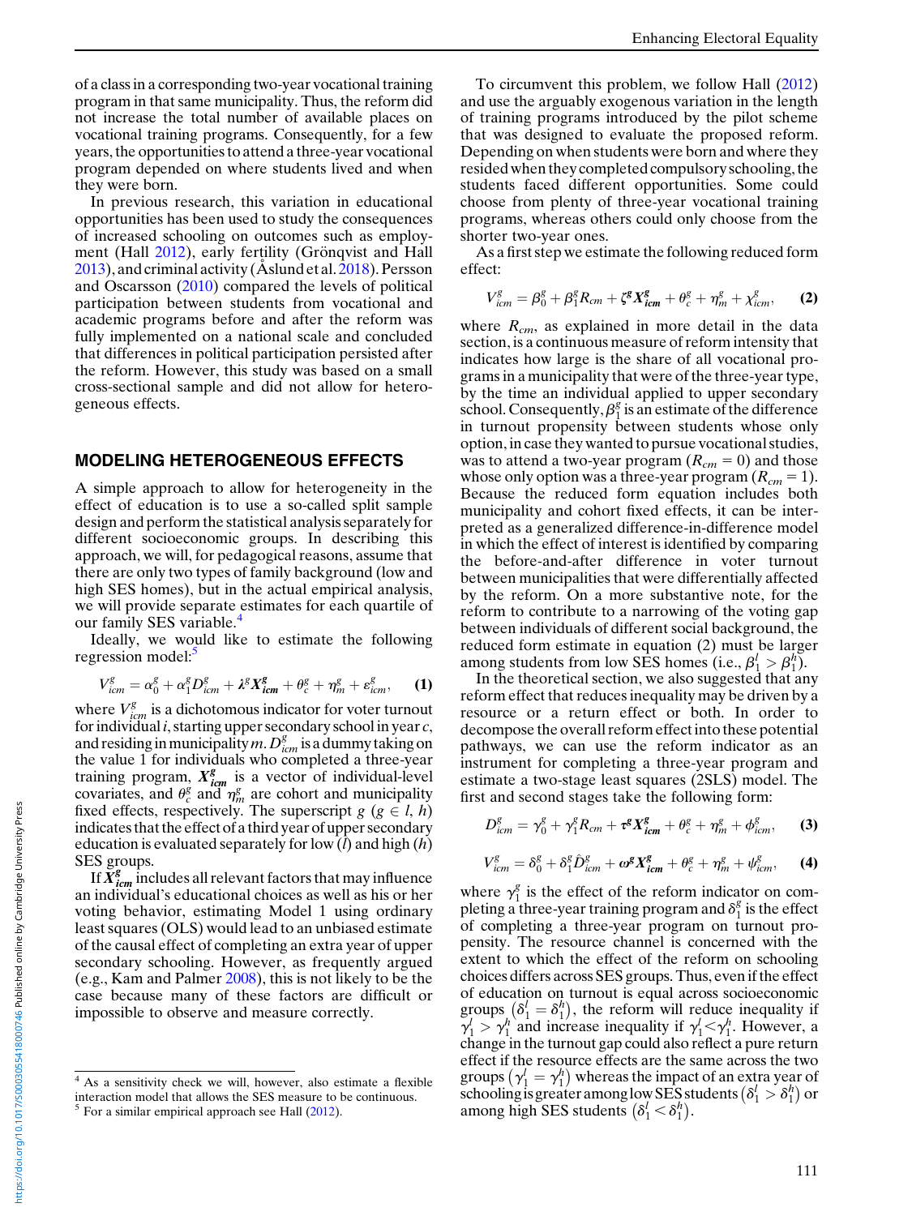of a class in a corresponding two-year vocational training program in that same municipality. Thus, the reform did not increase the total number of available places on vocational training programs. Consequently, for a few years, the opportunities to attend a three-year vocational program depended on where students lived and when they were born.

In previous research, this variation in educational opportunities has been used to study the consequences of increased schooling on outcomes such as employment (Hall 2012), early fertility (Grönqvist and Hall 2013), and criminal activity (Åslund et al. 2018). Persson and Oscarsson (2010) compared the levels of political participation between students from vocational and academic programs before and after the reform was fully implemented on a national scale and concluded that differences in political participation persisted after the reform. However, this study was based on a small cross-sectional sample and did not allow for heterogeneous effects.

## MODELING HETEROGENEOUS EFFECTS

A simple approach to allow for heterogeneity in the effect of education is to use a so-called split sample design and perform the statistical analysis separately for different socioeconomic groups. In describing this approach, we will, for pedagogical reasons, assume that there are only two types of family background (low and high SES homes), but in the actual empirical analysis, we will provide separate estimates for each quartile of our family SES variable.[4]

Ideally, we would like to estimate the following regression model:[5]

$$V^g_{icm} = \alpha^g_0 + \alpha^g_1 D^g_{icm} + \lambda^g \boldsymbol{X^g_{icm}} + \theta^g_c + \eta^g_m + \varepsilon^g_{icm}, \qquad \textbf{(1)}$$

where $V^g_{icm}$ is a dichotomous indicator for voter turnout for individual $i$, starting upper secondary school in year $c$, and residing in municipality $m$. $D^g_{icm}$ is a dummy taking on the value 1 for individuals who completed a three-year training program, $\boldsymbol{X^g_{icm}}$ is a vector of individual-level covariates, and $\theta^g_c$ and $\eta^g_m$ are cohort and municipality fixed effects, respectively. The superscript $g$ ($g \in l, h$) indicates that the effect of a third year of upper secondary education is evaluated separately for low ($l$) and high ($h$) SES groups.

If $\boldsymbol{X^g_{icm}}$ includes all relevant factors that may influence an individual's educational choices as well as his or her voting behavior, estimating Model 1 using ordinary least squares (OLS) would lead to an unbiased estimate of the causal effect of completing an extra year of upper secondary schooling. However, as frequently argued (e.g., Kam and Palmer 2008), this is not likely to be the case because many of these factors are difficult or impossible to observe and measure correctly.

To circumvent this problem, we follow Hall (2012) and use the arguably exogenous variation in the length of training programs introduced by the pilot scheme that was designed to evaluate the proposed reform. Depending on when students were born and where they resided when they completed compulsory schooling, the students faced different opportunities. Some could choose from plenty of three-year vocational training programs, whereas others could only choose from the shorter two-year ones.

As a first step we estimate the following reduced form effect:

$$V^g_{icm} = \beta^g_0 + \beta^g_1 R_{cm} + \zeta^g \boldsymbol{X^g_{icm}} + \theta^g_c + \eta^g_m + \chi^g_{icm}, \qquad \textbf{(2)}$$

where $R_{cm}$, as explained in more detail in the data section, is a continuous measure of reform intensity that indicates how large is the share of all vocational programs in a municipality that were of the three-year type, by the time an individual applied to upper secondary school. Consequently, $\beta^g_1$ is an estimate of the difference in turnout propensity between students whose only option, in case they wanted to pursue vocational studies, was to attend a two-year program ($R_{cm} = 0$) and those whose only option was a three-year program ($R_{cm} = 1$). Because the reduced form equation includes both municipality and cohort fixed effects, it can be interpreted as a generalized difference-in-difference model in which the effect of interest is identified by comparing the before-and-after difference in voter turnout between municipalities that were differentially affected by the reform. On a more substantive note, for the reform to contribute to a narrowing of the voting gap between individuals of different social background, the reduced form estimate in equation (2) must be larger among students from low SES homes (i.e., $\beta^l_1 > \beta^h_1$).

In the theoretical section, we also suggested that any reform effect that reduces inequality may be driven by a resource or a return effect or both. In order to decompose the overall reform effect into these potential pathways, we can use the reform indicator as an instrument for completing a three-year program and estimate a two-stage least squares (2SLS) model. The first and second stages take the following form:

$$D^g_{icm} = \gamma^g_0 + \gamma^g_1 R_{cm} + \tau^g \boldsymbol{X^g_{icm}} + \theta^g_c + \eta^g_m + \phi^g_{icm}, \qquad \textbf{(3)}$$

$$V^g_{icm} = \delta^g_0 + \delta^g_1 \hat{D}^g_{icm} + \omega^g \boldsymbol{X^g_{icm}} + \theta^g_c + \eta^g_m + \psi^g_{icm}, \qquad \textbf{(4)}$$

where $\gamma^g_1$ is the effect of the reform indicator on completing a three-year training program and $\delta^g_1$ is the effect of completing a three-year program on turnout propensity. The resource channel is concerned with the extent to which the effect of the reform on schooling choices differs across SES groups. Thus, even if the effect of education on turnout is equal across socioeconomic groups $\left(\delta^l_1 = \delta^h_1\right)$, the reform will reduce inequality if $\gamma^l_1 > \gamma^h_1$ and increase inequality if $\gamma^l_1 < \gamma^h_1$. However, a change in the turnout gap could also reflect a pure return effect if the resource effects are the same across the two groups $\left(\gamma^l_1 = \gamma^h_1\right)$ whereas the impact of an extra year of schooling is greater among low SES students $\left(\delta^l_1 > \delta^h_1\right)$ or among high SES students $\left(\delta^l_1 < \delta^h_1\right)$.

---

[4] As a sensitivity check we will, however, also estimate a flexible interaction model that allows the SES measure to be continuous.

[5] For a similar empirical approach see Hall (2012).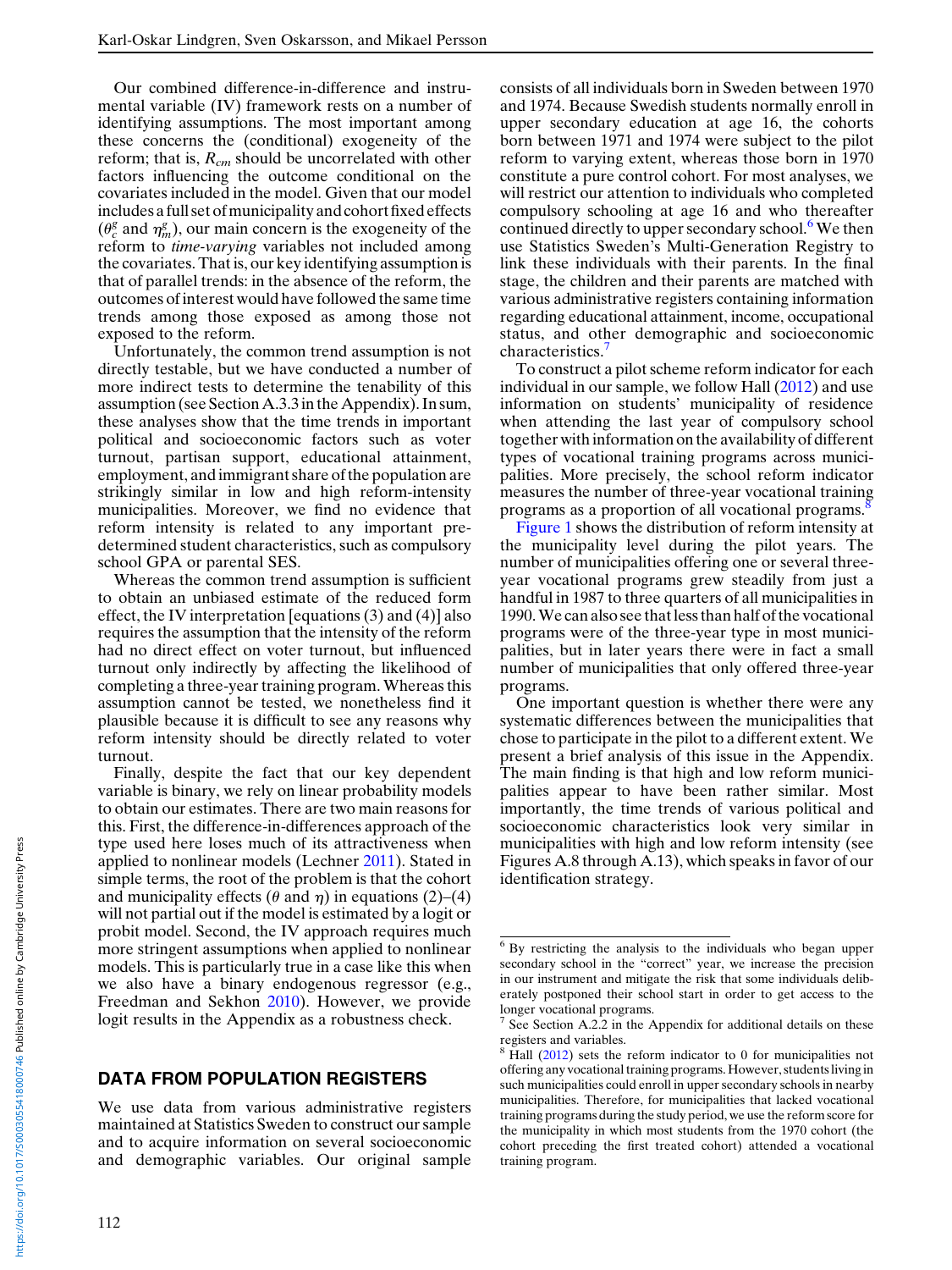Our combined difference-in-difference and instrumental variable (IV) framework rests on a number of identifying assumptions. The most important among these concerns the (conditional) exogeneity of the reform; that is, $R_{cm}$ should be uncorrelated with other factors influencing the outcome conditional on the covariates included in the model. Given that our model includes a full set of municipality and cohort fixed effects ($\theta_c^g$ and $\eta_m^g$), our main concern is the exogeneity of the reform to *time-varying* variables not included among the covariates. That is, our key identifying assumption is that of parallel trends: in the absence of the reform, the outcomes of interest would have followed the same time trends among those exposed as among those not exposed to the reform.

Unfortunately, the common trend assumption is not directly testable, but we have conducted a number of more indirect tests to determine the tenability of this assumption (see Section A.3.3 in the Appendix). In sum, these analyses show that the time trends in important political and socioeconomic factors such as voter turnout, partisan support, educational attainment, employment, and immigrant share of the population are strikingly similar in low and high reform-intensity municipalities. Moreover, we find no evidence that reform intensity is related to any important predetermined student characteristics, such as compulsory school GPA or parental SES.

Whereas the common trend assumption is sufficient to obtain an unbiased estimate of the reduced form effect, the IV interpretation [equations (3) and (4)] also requires the assumption that the intensity of the reform had no direct effect on voter turnout, but influenced turnout only indirectly by affecting the likelihood of completing a three-year training program. Whereas this assumption cannot be tested, we nonetheless find it plausible because it is difficult to see any reasons why reform intensity should be directly related to voter turnout.

Finally, despite the fact that our key dependent variable is binary, we rely on linear probability models to obtain our estimates. There are two main reasons for this. First, the difference-in-differences approach of the type used here loses much of its attractiveness when applied to nonlinear models (Lechner 2011). Stated in simple terms, the root of the problem is that the cohort and municipality effects ($\theta$ and $\eta$) in equations (2)–(4) will not partial out if the model is estimated by a logit or probit model. Second, the IV approach requires much more stringent assumptions when applied to nonlinear models. This is particularly true in a case like this when we also have a binary endogenous regressor (e.g., Freedman and Sekhon 2010). However, we provide logit results in the Appendix as a robustness check.

## DATA FROM POPULATION REGISTERS

We use data from various administrative registers maintained at Statistics Sweden to construct our sample and to acquire information on several socioeconomic and demographic variables. Our original sample consists of all individuals born in Sweden between 1970 and 1974. Because Swedish students normally enroll in upper secondary education at age 16, the cohorts born between 1971 and 1974 were subject to the pilot reform to varying extent, whereas those born in 1970 constitute a pure control cohort. For most analyses, we will restrict our attention to individuals who completed compulsory schooling at age 16 and who thereafter continued directly to upper secondary school.[6] We then use Statistics Sweden's Multi-Generation Registry to link these individuals with their parents. In the final stage, the children and their parents are matched with various administrative registers containing information regarding educational attainment, income, occupational status, and other demographic and socioeconomic characteristics.[7]

To construct a pilot scheme reform indicator for each individual in our sample, we follow Hall (2012) and use information on students' municipality of residence when attending the last year of compulsory school together with information on the availability of different types of vocational training programs across municipalities. More precisely, the school reform indicator measures the number of three-year vocational training programs as a proportion of all vocational programs.[8]

Figure 1 shows the distribution of reform intensity at the municipality level during the pilot years. The number of municipalities offering one or several three-year vocational programs grew steadily from just a handful in 1987 to three quarters of all municipalities in 1990. We can also see that less than half of the vocational programs were of the three-year type in most municipalities, but in later years there were in fact a small number of municipalities that only offered three-year programs.

One important question is whether there were any systematic differences between the municipalities that chose to participate in the pilot to a different extent. We present a brief analysis of this issue in the Appendix. The main finding is that high and low reform municipalities appear to have been rather similar. Most importantly, the time trends of various political and socioeconomic characteristics look very similar in municipalities with high and low reform intensity (see Figures A.8 through A.13), which speaks in favor of our identification strategy.

---

[6] By restricting the analysis to the individuals who began upper secondary school in the "correct" year, we increase the precision in our instrument and mitigate the risk that some individuals deliberately postponed their school start in order to get access to the longer vocational programs.

[7] See Section A.2.2 in the Appendix for additional details on these registers and variables.

[8] Hall (2012) sets the reform indicator to 0 for municipalities not offering any vocational training programs. However, students living in such municipalities could enroll in upper secondary schools in nearby municipalities. Therefore, for municipalities that lacked vocational training programs during the study period, we use the reform score for the municipality in which most students from the 1970 cohort (the cohort preceding the first treated cohort) attended a vocational training program.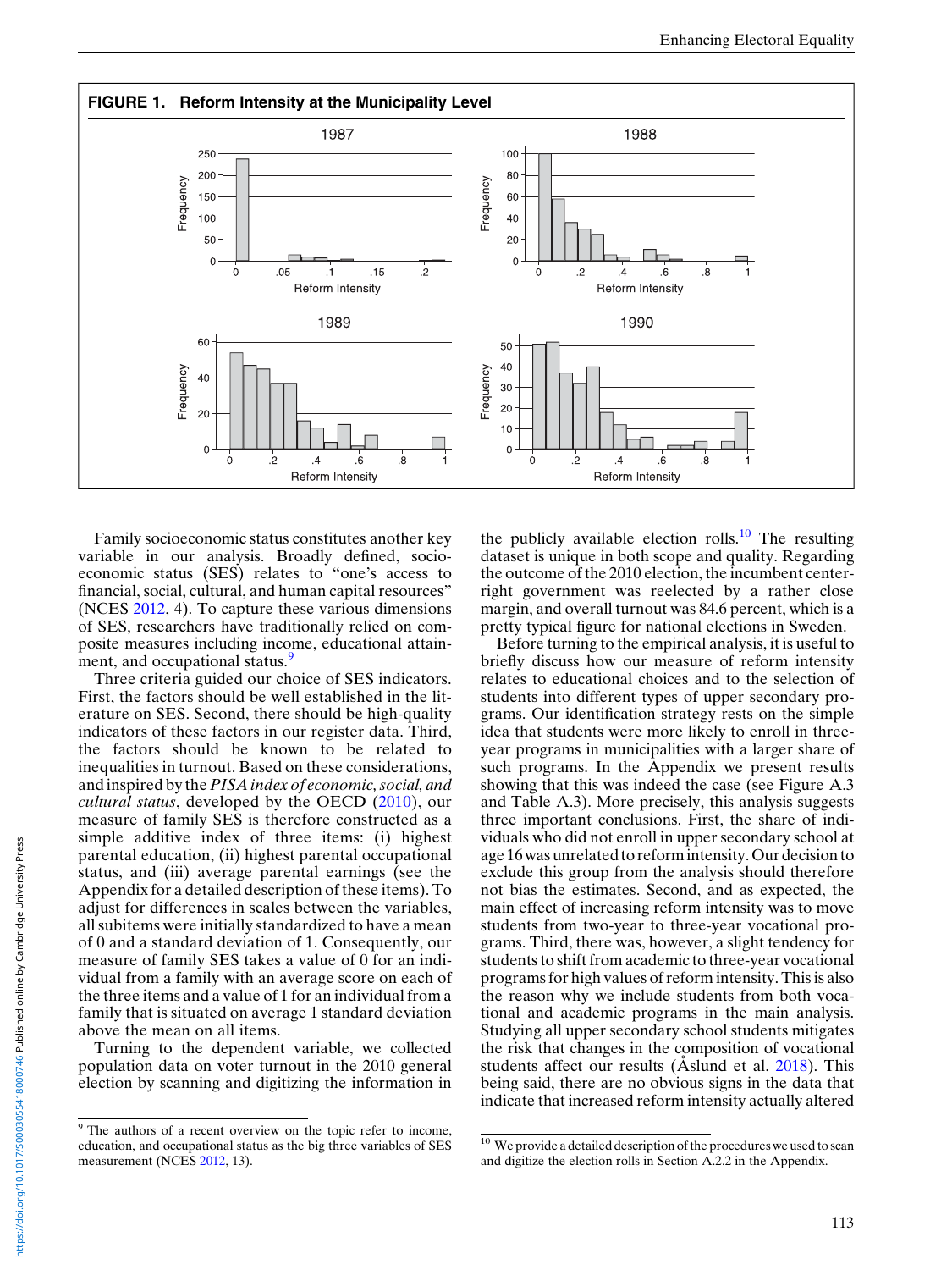**FIGURE 1. Reform Intensity at the Municipality Level**

Family socioeconomic status constitutes another key variable in our analysis. Broadly defined, socioeconomic status (SES) relates to "one's access to financial, social, cultural, and human capital resources" (NCES 2012, 4). To capture these various dimensions of SES, researchers have traditionally relied on composite measures including income, educational attainment, and occupational status.[9]

Three criteria guided our choice of SES indicators. First, the factors should be well established in the literature on SES. Second, there should be high-quality indicators of these factors in our register data. Third, the factors should be known to be related to inequalities in turnout. Based on these considerations, and inspired by the *PISA index of economic, social, and cultural status*, developed by the OECD (2010), our measure of family SES is therefore constructed as a simple additive index of three items: (i) highest parental education, (ii) highest parental occupational status, and (iii) average parental earnings (see the Appendix for a detailed description of these items). To adjust for differences in scales between the variables, all subitems were initially standardized to have a mean of 0 and a standard deviation of 1. Consequently, our measure of family SES takes a value of 0 for an individual from a family with an average score on each of the three items and a value of 1 for an individual from a family that is situated on average 1 standard deviation above the mean on all items.

Turning to the dependent variable, we collected population data on voter turnout in the 2010 general election by scanning and digitizing the information in the publicly available election rolls.[10] The resulting dataset is unique in both scope and quality. Regarding the outcome of the 2010 election, the incumbent center-right government was reelected by a rather close margin, and overall turnout was 84.6 percent, which is a pretty typical figure for national elections in Sweden.

Before turning to the empirical analysis, it is useful to briefly discuss how our measure of reform intensity relates to educational choices and to the selection of students into different types of upper secondary programs. Our identification strategy rests on the simple idea that students were more likely to enroll in three-year programs in municipalities with a larger share of such programs. In the Appendix we present results showing that this was indeed the case (see Figure A.3 and Table A.3). More precisely, this analysis suggests three important conclusions. First, the share of individuals who did not enroll in upper secondary school at age 16 was unrelated to reform intensity. Our decision to exclude this group from the analysis should therefore not bias the estimates. Second, and as expected, the main effect of increasing reform intensity was to move students from two-year to three-year vocational programs. Third, there was, however, a slight tendency for students to shift from academic to three-year vocational programs for high values of reform intensity. This is also the reason why we include students from both vocational and academic programs in the main analysis. Studying all upper secondary school students mitigates the risk that changes in the composition of vocational students affect our results (Åslund et al. 2018). This being said, there are no obvious signs in the data that indicate that increased reform intensity actually altered

[9] The authors of a recent overview on the topic refer to income, education, and occupational status as the big three variables of SES measurement (NCES 2012, 13).

[10] We provide a detailed description of the procedures we used to scan and digitize the election rolls in Section A.2.2 in the Appendix.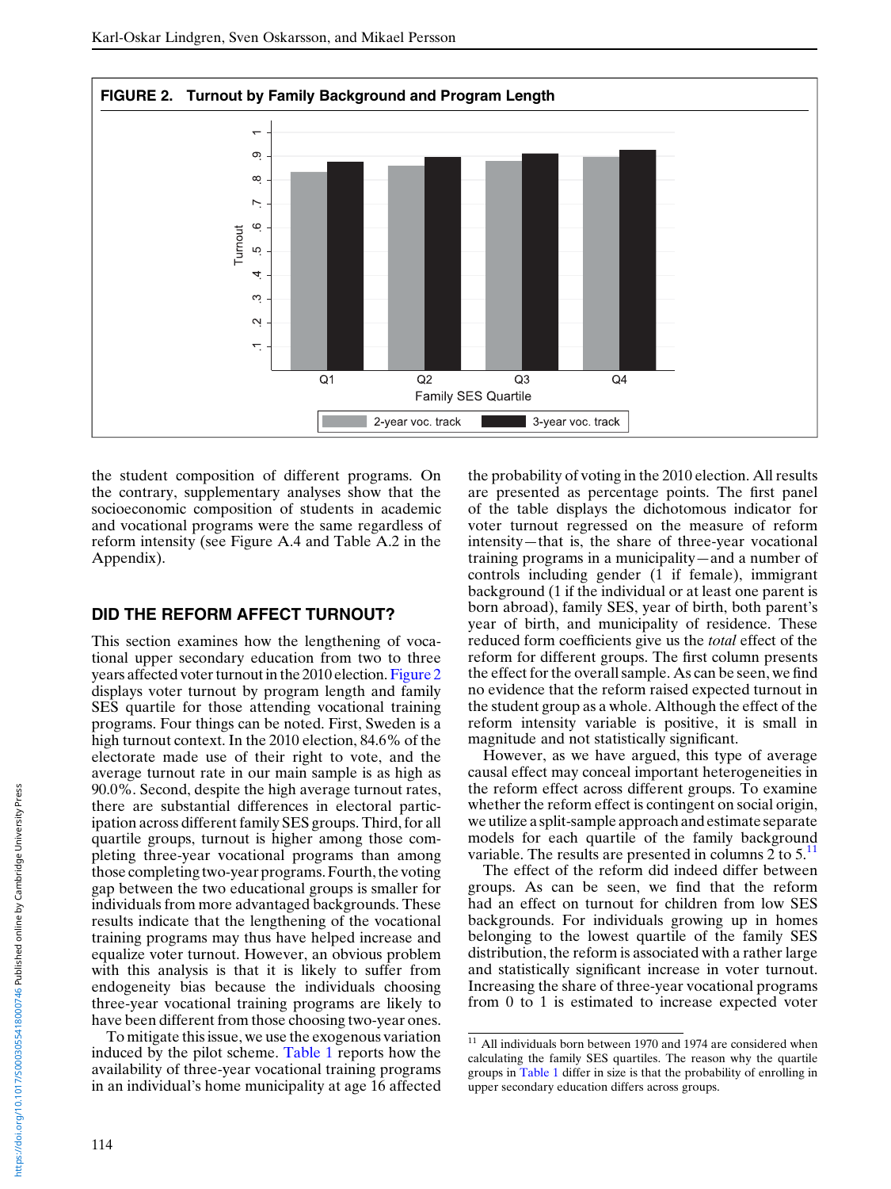**FIGURE 2. Turnout by Family Background and Program Length**

the student composition of different programs. On the contrary, supplementary analyses show that the socioeconomic composition of students in academic and vocational programs were the same regardless of reform intensity (see Figure A.4 and Table A.2 in the Appendix).

## DID THE REFORM AFFECT TURNOUT?

This section examines how the lengthening of vocational upper secondary education from two to three years affected voter turnout in the 2010 election. Figure 2 displays voter turnout by program length and family SES quartile for those attending vocational training programs. Four things can be noted. First, Sweden is a high turnout context. In the 2010 election, 84.6% of the electorate made use of their right to vote, and the average turnout rate in our main sample is as high as 90.0%. Second, despite the high average turnout rates, there are substantial differences in electoral participation across different family SES groups. Third, for all quartile groups, turnout is higher among those completing three-year vocational programs than among those completing two-year programs. Fourth, the voting gap between the two educational groups is smaller for individuals from more advantaged backgrounds. These results indicate that the lengthening of the vocational training programs may thus have helped increase and equalize voter turnout. However, an obvious problem with this analysis is that it is likely to suffer from endogeneity bias because the individuals choosing three-year vocational training programs are likely to have been different from those choosing two-year ones.

To mitigate this issue, we use the exogenous variation induced by the pilot scheme. Table 1 reports how the availability of three-year vocational training programs in an individual's home municipality at age 16 affected the probability of voting in the 2010 election. All results are presented as percentage points. The first panel of the table displays the dichotomous indicator for voter turnout regressed on the measure of reform intensity—that is, the share of three-year vocational training programs in a municipality—and a number of controls including gender (1 if female), immigrant background (1 if the individual or at least one parent is born abroad), family SES, year of birth, both parent's year of birth, and municipality of residence. These reduced form coefficients give us the *total* effect of the reform for different groups. The first column presents the effect for the overall sample. As can be seen, we find no evidence that the reform raised expected turnout in the student group as a whole. Although the effect of the reform intensity variable is positive, it is small in magnitude and not statistically significant.

However, as we have argued, this type of average causal effect may conceal important heterogeneities in the reform effect across different groups. To examine whether the reform effect is contingent on social origin, we utilize a split-sample approach and estimate separate models for each quartile of the family background variable. The results are presented in columns 2 to 5.[11]

The effect of the reform did indeed differ between groups. As can be seen, we find that the reform had an effect on turnout for children from low SES backgrounds. For individuals growing up in homes belonging to the lowest quartile of the family SES distribution, the reform is associated with a rather large and statistically significant increase in voter turnout. Increasing the share of three-year vocational programs from 0 to 1 is estimated to increase expected voter

[11] All individuals born between 1970 and 1974 are considered when calculating the family SES quartiles. The reason why the quartile groups in Table 1 differ in size is that the probability of enrolling in upper secondary education differs across groups.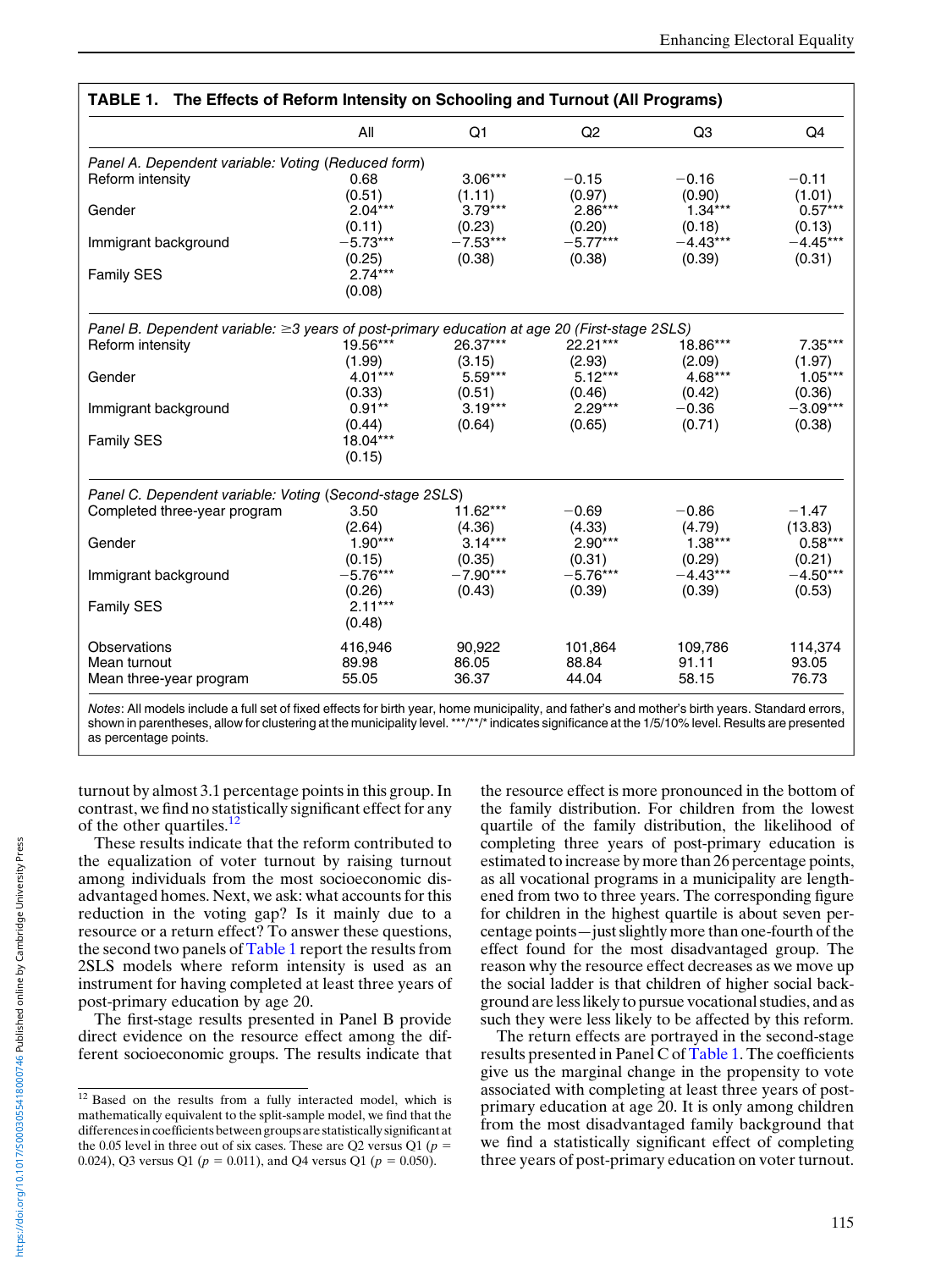**TABLE 1. The Effects of Reform Intensity on Schooling and Turnout (All Programs)**

| | All | Q1 | Q2 | Q3 | Q4 |
|---|---|---|---|---|---|
| *Panel A. Dependent variable: Voting (Reduced form)* | | | | | |
| Reform intensity | 0.68 | 3.06*** | −0.15 | −0.16 | −0.11 |
| | (0.51) | (1.11) | (0.97) | (0.90) | (1.01) |
| Gender | 2.04*** | 3.79*** | 2.86*** | 1.34*** | 0.57*** |
| | (0.11) | (0.23) | (0.20) | (0.18) | (0.13) |
| Immigrant background | −5.73*** | −7.53*** | −5.77*** | −4.43*** | −4.45*** |
| | (0.25) | (0.38) | (0.38) | (0.39) | (0.31) |
| Family SES | 2.74*** | | | | |
| | (0.08) | | | | |
| *Panel B. Dependent variable: ≥3 years of post-primary education at age 20 (First-stage 2SLS)* | | | | | |
| Reform intensity | 19.56*** | 26.37*** | 22.21*** | 18.86*** | 7.35*** |
| | (1.99) | (3.15) | (2.93) | (2.09) | (1.97) |
| Gender | 4.01*** | 5.59*** | 5.12*** | 4.68*** | 1.05*** |
| | (0.33) | (0.51) | (0.46) | (0.42) | (0.36) |
| Immigrant background | 0.91** | 3.19*** | 2.29*** | −0.36 | −3.09*** |
| | (0.44) | (0.64) | (0.65) | (0.71) | (0.38) |
| Family SES | 18.04*** | | | | |
| | (0.15) | | | | |
| *Panel C. Dependent variable: Voting (Second-stage 2SLS)* | | | | | |
| Completed three-year program | 3.50 | 11.62*** | −0.69 | −0.86 | −1.47 |
| | (2.64) | (4.36) | (4.33) | (4.79) | (13.83) |
| Gender | 1.90*** | 3.14*** | 2.90*** | 1.38*** | 0.58*** |
| | (0.15) | (0.35) | (0.31) | (0.29) | (0.21) |
| Immigrant background | −5.76*** | −7.90*** | −5.76*** | −4.43*** | −4.50*** |
| | (0.26) | (0.43) | (0.39) | (0.39) | (0.53) |
| Family SES | 2.11*** | | | | |
| | (0.48) | | | | |
| Observations | 416,946 | 90,922 | 101,864 | 109,786 | 114,374 |
| Mean turnout | 89.98 | 86.05 | 88.84 | 91.11 | 93.05 |
| Mean three-year program | 55.05 | 36.37 | 44.04 | 58.15 | 76.73 |

*Notes*: All models include a full set of fixed effects for birth year, home municipality, and father's and mother's birth years. Standard errors, shown in parentheses, allow for clustering at the municipality level. ***/**/* indicates significance at the 1/5/10% level. Results are presented as percentage points.

turnout by almost 3.1 percentage points in this group. In contrast, we find no statistically significant effect for any of the other quartiles.[12]

These results indicate that the reform contributed to the equalization of voter turnout by raising turnout among individuals from the most socioeconomic disadvantaged homes. Next, we ask: what accounts for this reduction in the voting gap? Is it mainly due to a resource or a return effect? To answer these questions, the second two panels of Table 1 report the results from 2SLS models where reform intensity is used as an instrument for having completed at least three years of post-primary education by age 20.

The first-stage results presented in Panel B provide direct evidence on the resource effect among the different socioeconomic groups. The results indicate that the resource effect is more pronounced in the bottom of the family distribution. For children from the lowest quartile of the family distribution, the likelihood of completing three years of post-primary education is estimated to increase by more than 26 percentage points, as all vocational programs in a municipality are lengthened from two to three years. The corresponding figure for children in the highest quartile is about seven percentage points—just slightly more than one-fourth of the effect found for the most disadvantaged group. The reason why the resource effect decreases as we move up the social ladder is that children of higher social background are less likely to pursue vocational studies, and as such they were less likely to be affected by this reform.

The return effects are portrayed in the second-stage results presented in Panel C of Table 1. The coefficients give us the marginal change in the propensity to vote associated with completing at least three years of post-primary education at age 20. It is only among children from the most disadvantaged family background that we find a statistically significant effect of completing three years of post-primary education on voter turnout.

[12] Based on the results from a fully interacted model, which is mathematically equivalent to the split-sample model, we find that the differences in coefficients between groups are statistically significant at the 0.05 level in three out of six cases. These are Q2 versus Q1 ($p$ = 0.024), Q3 versus Q1 ($p$ = 0.011), and Q4 versus Q1 ($p$ = 0.050).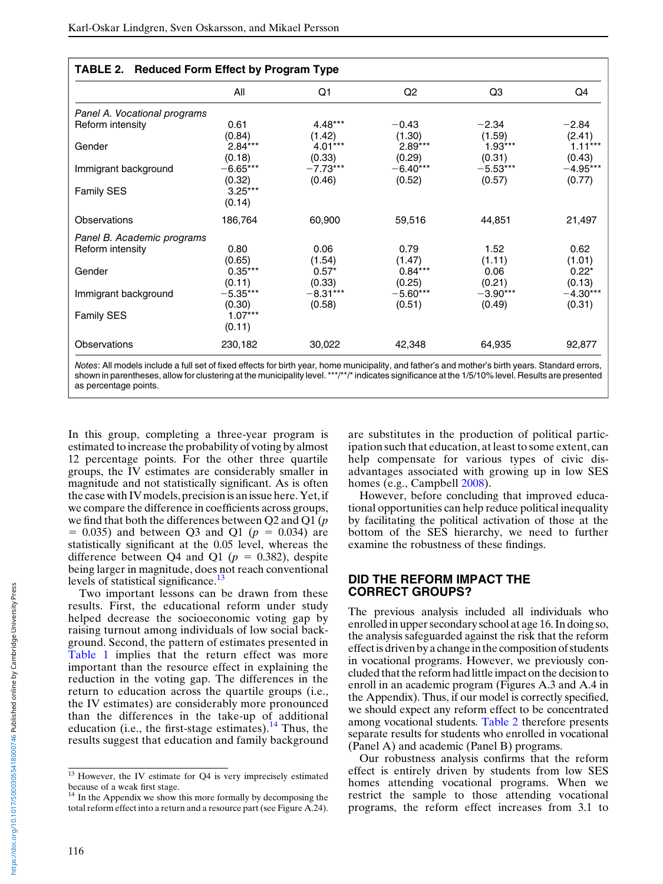**TABLE 2. Reduced Form Effect by Program Type**

| | All | Q1 | Q2 | Q3 | Q4 |
|---|---|---|---|---|---|
| *Panel A. Vocational programs* | | | | | |
| Reform intensity | 0.61 | 4.48*** | −0.43 | −2.34 | −2.84 |
| | (0.84) | (1.42) | (1.30) | (1.59) | (2.41) |
| Gender | 2.84*** | 4.01*** | 2.89*** | 1.93*** | 1.11*** |
| | (0.18) | (0.33) | (0.29) | (0.31) | (0.43) |
| Immigrant background | −6.65*** | −7.73*** | −6.40*** | −5.53*** | −4.95*** |
| | (0.32) | (0.46) | (0.52) | (0.57) | (0.77) |
| Family SES | 3.25*** | | | | |
| | (0.14) | | | | |
| Observations | 186,764 | 60,900 | 59,516 | 44,851 | 21,497 |
| *Panel B. Academic programs* | | | | | |
| Reform intensity | 0.80 | 0.06 | 0.79 | 1.52 | 0.62 |
| | (0.65) | (1.54) | (1.47) | (1.11) | (1.01) |
| Gender | 0.35*** | 0.57* | 0.84*** | 0.06 | 0.22* |
| | (0.11) | (0.33) | (0.25) | (0.21) | (0.13) |
| Immigrant background | −5.35*** | −8.31*** | −5.60*** | −3.90*** | −4.30*** |
| | (0.30) | (0.58) | (0.51) | (0.49) | (0.31) |
| Family SES | 1.07*** | | | | |
| | (0.11) | | | | |
| Observations | 230,182 | 30,022 | 42,348 | 64,935 | 92,877 |

*Notes*: All models include a full set of fixed effects for birth year, home municipality, and father's and mother's birth years. Standard errors, shown in parentheses, allow for clustering at the municipality level. ***/**/* indicates significance at the 1/5/10% level. Results are presented as percentage points.

In this group, completing a three-year program is estimated to increase the probability of voting by almost 12 percentage points. For the other three quartile groups, the IV estimates are considerably smaller in magnitude and not statistically significant. As is often the case with IV models, precision is an issue here. Yet, if we compare the difference in coefficients across groups, we find that both the differences between Q2 and Q1 ($p = 0.035$) and between Q3 and Q1 ($p = 0.034$) are statistically significant at the 0.05 level, whereas the difference between Q4 and Q1 ($p = 0.382$), despite being larger in magnitude, does not reach conventional levels of statistical significance.[13]

Two important lessons can be drawn from these results. First, the educational reform under study helped decrease the socioeconomic voting gap by raising turnout among individuals of low social background. Second, the pattern of estimates presented in Table 1 implies that the return effect was more important than the resource effect in explaining the reduction in the voting gap. The differences in the return to education across the quartile groups (i.e., the IV estimates) are considerably more pronounced than the differences in the take-up of additional education (i.e., the first-stage estimates).[14] Thus, the results suggest that education and family background are substitutes in the production of political participation such that education, at least to some extent, can help compensate for various types of civic disadvantages associated with growing up in low SES homes (e.g., Campbell 2008).

However, before concluding that improved educational opportunities can help reduce political inequality by facilitating the political activation of those at the bottom of the SES hierarchy, we need to further examine the robustness of these findings.

## DID THE REFORM IMPACT THE CORRECT GROUPS?

The previous analysis included all individuals who enrolled in upper secondary school at age 16. In doing so, the analysis safeguarded against the risk that the reform effect is driven by a change in the composition of students in vocational programs. However, we previously concluded that the reform had little impact on the decision to enroll in an academic program (Figures A.3 and A.4 in the Appendix). Thus, if our model is correctly specified, we should expect any reform effect to be concentrated among vocational students. Table 2 therefore presents separate results for students who enrolled in vocational (Panel A) and academic (Panel B) programs.

Our robustness analysis confirms that the reform effect is entirely driven by students from low SES homes attending vocational programs. When we restrict the sample to those attending vocational programs, the reform effect increases from 3.1 to

---

[13] However, the IV estimate for Q4 is very imprecisely estimated because of a weak first stage.

[14] In the Appendix we show this more formally by decomposing the total reform effect into a return and a resource part (see Figure A.24).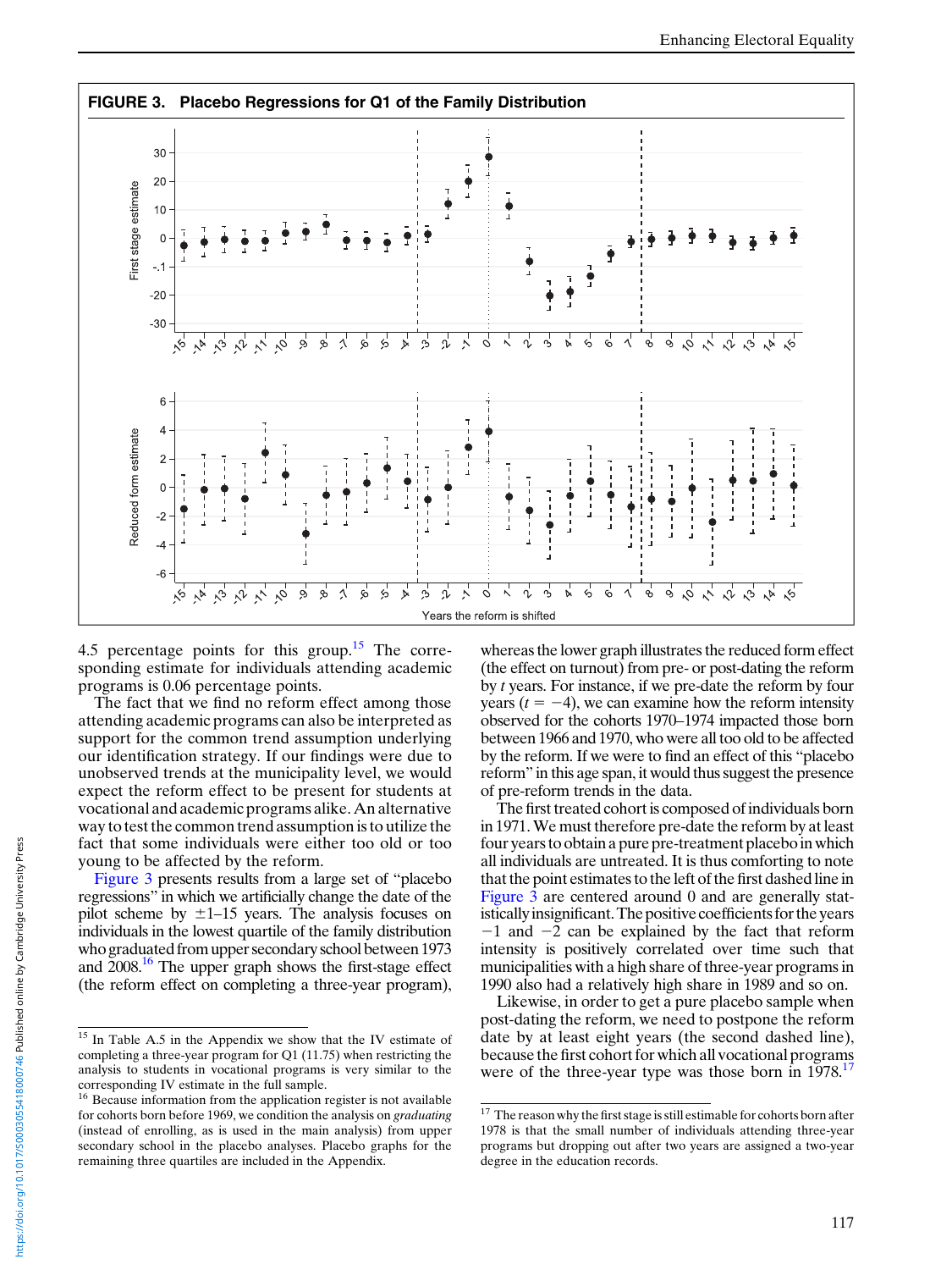**FIGURE 3. Placebo Regressions for Q1 of the Family Distribution**

4.5 percentage points for this group.[15] The corresponding estimate for individuals attending academic programs is 0.06 percentage points.

The fact that we find no reform effect among those attending academic programs can also be interpreted as support for the common trend assumption underlying our identification strategy. If our findings were due to unobserved trends at the municipality level, we would expect the reform effect to be present for students at vocational and academic programs alike. An alternative way to test the common trend assumption is to utilize the fact that some individuals were either too old or too young to be affected by the reform.

Figure 3 presents results from a large set of "placebo regressions" in which we artificially change the date of the pilot scheme by ±1–15 years. The analysis focuses on individuals in the lowest quartile of the family distribution who graduated from upper secondary school between 1973 and 2008.[16] The upper graph shows the first-stage effect (the reform effect on completing a three-year program), whereas the lower graph illustrates the reduced form effect (the effect on turnout) from pre- or post-dating the reform by $t$ years. For instance, if we pre-date the reform by four years ($t = -4$), we can examine how the reform intensity observed for the cohorts 1970–1974 impacted those born between 1966 and 1970, who were all too old to be affected by the reform. If we were to find an effect of this "placebo reform" in this age span, it would thus suggest the presence of pre-reform trends in the data.

The first treated cohort is composed of individuals born in 1971. We must therefore pre-date the reform by at least four years to obtain a pure pre-treatment placebo in which all individuals are untreated. It is thus comforting to note that the point estimates to the left of the first dashed line in Figure 3 are centered around 0 and are generally statistically insignificant. The positive coefficients for the years $-1$ and $-2$ can be explained by the fact that reform intensity is positively correlated over time such that municipalities with a high share of three-year programs in 1990 also had a relatively high share in 1989 and so on.

Likewise, in order to get a pure placebo sample when post-dating the reform, we need to postpone the reform date by at least eight years (the second dashed line), because the first cohort for which all vocational programs were of the three-year type was those born in 1978.[17]

---

[15] In Table A.5 in the Appendix we show that the IV estimate of completing a three-year program for Q1 (11.75) when restricting the analysis to students in vocational programs is very similar to the corresponding IV estimate in the full sample.

[16] Because information from the application register is not available for cohorts born before 1969, we condition the analysis on *graduating* (instead of enrolling, as is used in the main analysis) from upper secondary school in the placebo analyses. Placebo graphs for the remaining three quartiles are included in the Appendix.

[17] The reason why the first stage is still estimable for cohorts born after 1978 is that the small number of individuals attending three-year programs but dropping out after two years are assigned a two-year degree in the education records.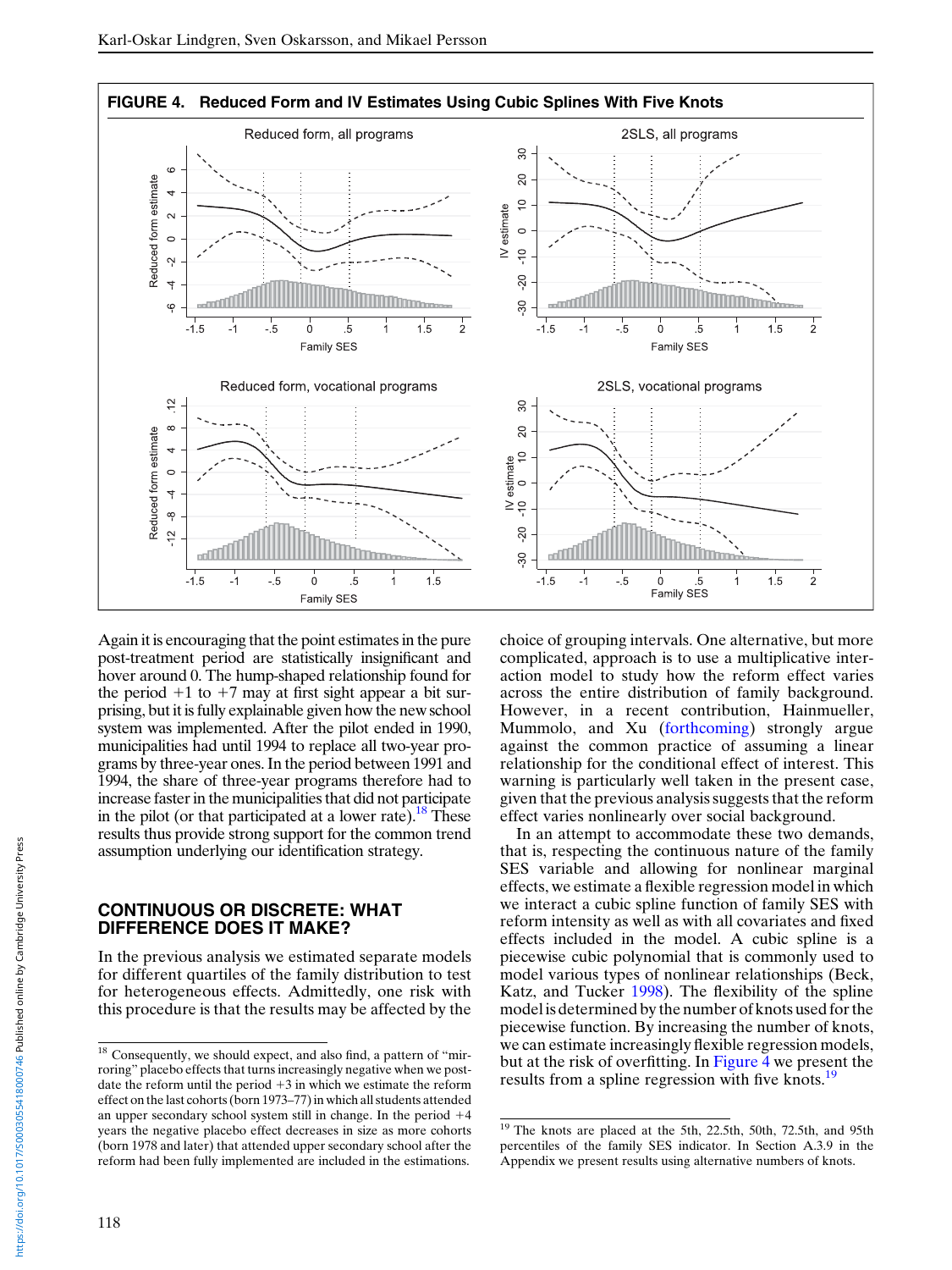FIGURE 4. Reduced Form and IV Estimates Using Cubic Splines With Five Knots

Again it is encouraging that the point estimates in the pure post-treatment period are statistically insignificant and hover around 0. The hump-shaped relationship found for the period +1 to +7 may at first sight appear a bit surprising, but it is fully explainable given how the new school system was implemented. After the pilot ended in 1990, municipalities had until 1994 to replace all two-year programs by three-year ones. In the period between 1991 and 1994, the share of three-year programs therefore had to increase faster in the municipalities that did not participate in the pilot (or that participated at a lower rate).[18] These results thus provide strong support for the common trend assumption underlying our identification strategy.

## CONTINUOUS OR DISCRETE: WHAT DIFFERENCE DOES IT MAKE?

In the previous analysis we estimated separate models for different quartiles of the family distribution to test for heterogeneous effects. Admittedly, one risk with this procedure is that the results may be affected by the choice of grouping intervals. One alternative, but more complicated, approach is to use a multiplicative interaction model to study how the reform effect varies across the entire distribution of family background. However, in a recent contribution, Hainmueller, Mummolo, and Xu (forthcoming) strongly argue against the common practice of assuming a linear relationship for the conditional effect of interest. This warning is particularly well taken in the present case, given that the previous analysis suggests that the reform effect varies nonlinearly over social background.

In an attempt to accommodate these two demands, that is, respecting the continuous nature of the family SES variable and allowing for nonlinear marginal effects, we estimate a flexible regression model in which we interact a cubic spline function of family SES with reform intensity as well as with all covariates and fixed effects included in the model. A cubic spline is a piecewise cubic polynomial that is commonly used to model various types of nonlinear relationships (Beck, Katz, and Tucker 1998). The flexibility of the spline model is determined by the number of knots used for the piecewise function. By increasing the number of knots, we can estimate increasingly flexible regression models, but at the risk of overfitting. In Figure 4 we present the results from a spline regression with five knots.[19]

---

[18] Consequently, we should expect, and also find, a pattern of "mirroring" placebo effects that turns increasingly negative when we post-date the reform until the period +3 in which we estimate the reform effect on the last cohorts (born 1973–77) in which all students attended an upper secondary school system still in change. In the period +4 years the negative placebo effect decreases in size as more cohorts (born 1978 and later) that attended upper secondary school after the reform had been fully implemented are included in the estimations.

[19] The knots are placed at the 5th, 22.5th, 50th, 72.5th, and 95th percentiles of the family SES indicator. In Section A.3.9 in the Appendix we present results using alternative numbers of knots.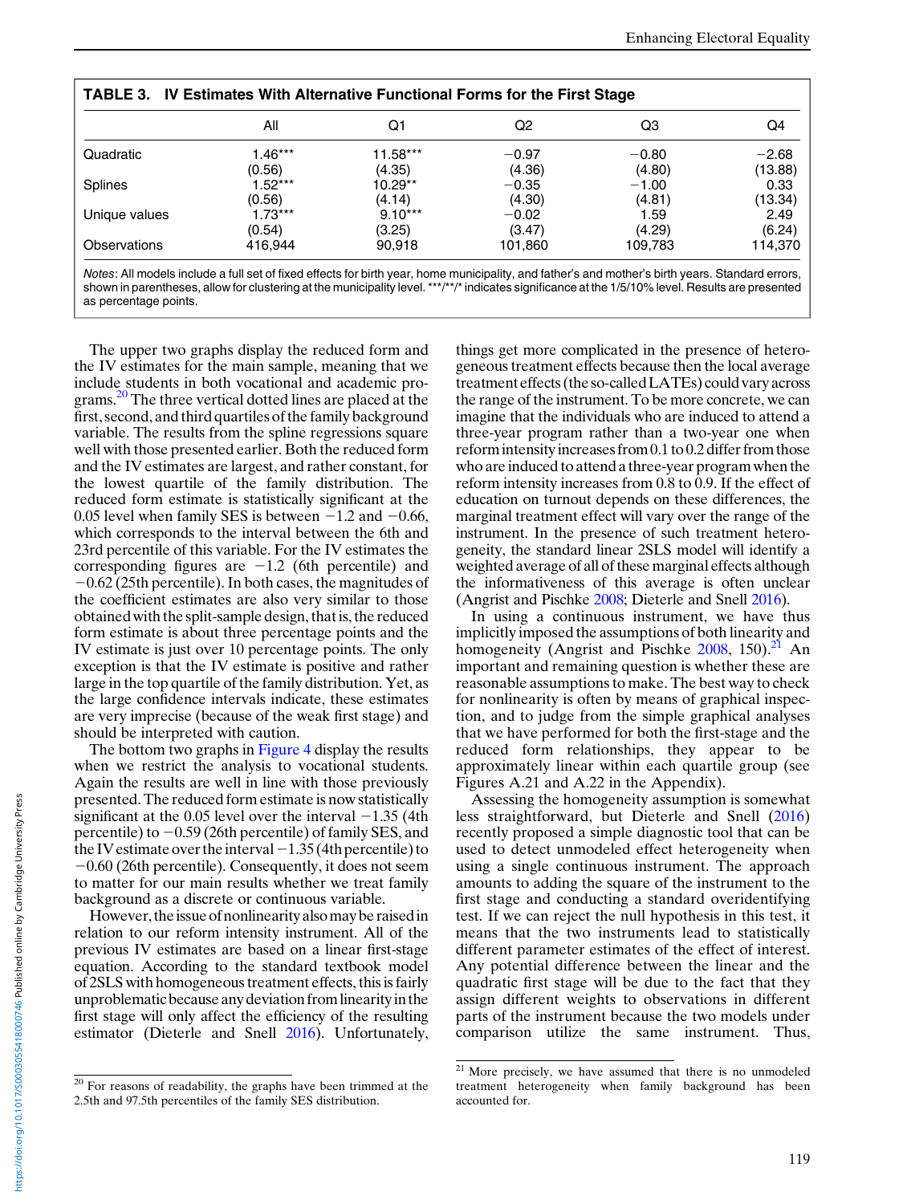**TABLE 3. IV Estimates With Alternative Functional Forms for the First Stage**

| | All | Q1 | Q2 | Q3 | Q4 |
|---|---|---|---|---|---|
| Quadratic | 1.46*** | 11.58*** | −0.97 | −0.80 | −2.68 |
| | (0.56) | (4.35) | (4.36) | (4.80) | (13.88) |
| Splines | 1.52*** | 10.29** | −0.35 | −1.00 | 0.33 |
| | (0.56) | (4.14) | (4.30) | (4.81) | (13.34) |
| Unique values | 1.73*** | 9.10*** | −0.02 | 1.59 | 2.49 |
| | (0.54) | (3.25) | (3.47) | (4.29) | (6.24) |
| Observations | 416,944 | 90,918 | 101,860 | 109,783 | 114,370 |

*Notes*: All models include a full set of fixed effects for birth year, home municipality, and father's and mother's birth years. Standard errors, shown in parentheses, allow for clustering at the municipality level. ***/**/* indicates significance at the 1/5/10% level. Results are presented as percentage points.

The upper two graphs display the reduced form and the IV estimates for the main sample, meaning that we include students in both vocational and academic programs.[20] The three vertical dotted lines are placed at the first, second, and third quartiles of the family background variable. The results from the spline regressions square well with those presented earlier. Both the reduced form and the IV estimates are largest, and rather constant, for the lowest quartile of the family distribution. The reduced form estimate is statistically significant at the 0.05 level when family SES is between −1.2 and −0.66, which corresponds to the interval between the 6th and 23rd percentile of this variable. For the IV estimates the corresponding figures are −1.2 (6th percentile) and −0.62 (25th percentile). In both cases, the magnitudes of the coefficient estimates are also very similar to those obtained with the split-sample design, that is, the reduced form estimate is about three percentage points and the IV estimate is just over 10 percentage points. The only exception is that the IV estimate is positive and rather large in the top quartile of the family distribution. Yet, as the large confidence intervals indicate, these estimates are very imprecise (because of the weak first stage) and should be interpreted with caution.

The bottom two graphs in Figure 4 display the results when we restrict the analysis to vocational students. Again the results are well in line with those previously presented. The reduced form estimate is now statistically significant at the 0.05 level over the interval −1.35 (4th percentile) to −0.59 (26th percentile) of family SES, and the IV estimate over the interval −1.35 (4th percentile) to −0.60 (26th percentile). Consequently, it does not seem to matter for our main results whether we treat family background as a discrete or continuous variable.

However, the issue of nonlinearity also may be raised in relation to our reform intensity instrument. All of the previous IV estimates are based on a linear first-stage equation. According to the standard textbook model of 2SLS with homogeneous treatment effects, this is fairly unproblematic because any deviation from linearity in the first stage will only affect the efficiency of the resulting estimator (Dieterle and Snell 2016). Unfortunately, things get more complicated in the presence of heterogeneous treatment effects because then the local average treatment effects (the so-called LATEs) could vary across the range of the instrument. To be more concrete, we can imagine that the individuals who are induced to attend a three-year program rather than a two-year one when reform intensity increases from 0.1 to 0.2 differ from those who are induced to attend a three-year program when the reform intensity increases from 0.8 to 0.9. If the effect of education on turnout depends on these differences, the marginal treatment effect will vary over the range of the instrument. In the presence of such treatment heterogeneity, the standard linear 2SLS model will identify a weighted average of all of these marginal effects although the informativeness of this average is often unclear (Angrist and Pischke 2008; Dieterle and Snell 2016).

In using a continuous instrument, we have thus implicitly imposed the assumptions of both linearity and homogeneity (Angrist and Pischke 2008, 150).[21] An important and remaining question is whether these are reasonable assumptions to make. The best way to check for nonlinearity is often by means of graphical inspection, and to judge from the simple graphical analyses that we have performed for both the first-stage and the reduced form relationships, they appear to be approximately linear within each quartile group (see Figures A.21 and A.22 in the Appendix).

Assessing the homogeneity assumption is somewhat less straightforward, but Dieterle and Snell (2016) recently proposed a simple diagnostic tool that can be used to detect unmodeled effect heterogeneity when using a single continuous instrument. The approach amounts to adding the square of the instrument to the first stage and conducting a standard overidentifying test. If we can reject the null hypothesis in this test, it means that the two instruments lead to statistically different parameter estimates of the effect of interest. Any potential difference between the linear and the quadratic first stage will be due to the fact that they assign different weights to observations in different parts of the instrument because the two models under comparison utilize the same instrument. Thus,

[20] For reasons of readability, the graphs have been trimmed at the 2.5th and 97.5th percentiles of the family SES distribution.

[21] More precisely, we have assumed that there is no unmodeled treatment heterogeneity when family background has been accounted for.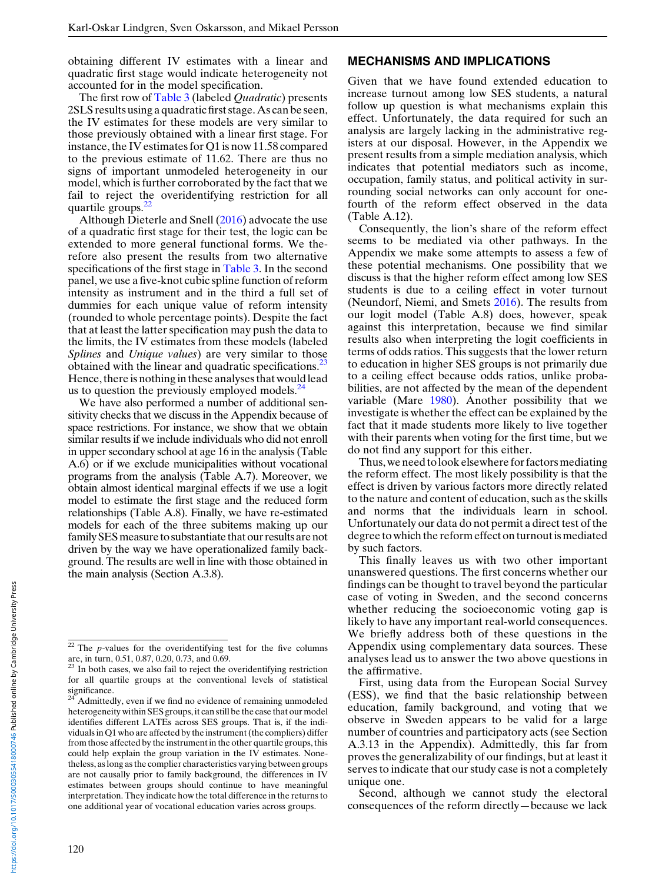obtaining different IV estimates with a linear and quadratic first stage would indicate heterogeneity not accounted for in the model specification.

The first row of Table 3 (labeled *Quadratic*) presents 2SLS results using a quadratic first stage. As can be seen, the IV estimates for these models are very similar to those previously obtained with a linear first stage. For instance, the IV estimates for Q1 is now 11.58 compared to the previous estimate of 11.62. There are thus no signs of important unmodeled heterogeneity in our model, which is further corroborated by the fact that we fail to reject the overidentifying restriction for all quartile groups.[22]

Although Dieterle and Snell (2016) advocate the use of a quadratic first stage for their test, the logic can be extended to more general functional forms. We therefore also present the results from two alternative specifications of the first stage in Table 3. In the second panel, we use a five-knot cubic spline function of reform intensity as instrument and in the third a full set of dummies for each unique value of reform intensity (rounded to whole percentage points). Despite the fact that at least the latter specification may push the data to the limits, the IV estimates from these models (labeled *Splines* and *Unique values*) are very similar to those obtained with the linear and quadratic specifications.[23] Hence, there is nothing in these analyses that would lead us to question the previously employed models.[24]

We have also performed a number of additional sensitivity checks that we discuss in the Appendix because of space restrictions. For instance, we show that we obtain similar results if we include individuals who did not enroll in upper secondary school at age 16 in the analysis (Table A.6) or if we exclude municipalities without vocational programs from the analysis (Table A.7). Moreover, we obtain almost identical marginal effects if we use a logit model to estimate the first stage and the reduced form relationships (Table A.8). Finally, we have re-estimated models for each of the three subitems making up our family SES measure to substantiate that our results are not driven by the way we have operationalized family background. The results are well in line with those obtained in the main analysis (Section A.3.8).

[22] The $p$-values for the overidentifying test for the five columns are, in turn, 0.51, 0.87, 0.20, 0.73, and 0.69.

[23] In both cases, we also fail to reject the overidentifying restriction for all quartile groups at the conventional levels of statistical significance.

[24] Admittedly, even if we find no evidence of remaining unmodeled heterogeneity within SES groups, it can still be the case that our model identifies different LATEs across SES groups. That is, if the individuals in Q1 who are affected by the instrument (the compliers) differ from those affected by the instrument in the other quartile groups, this could help explain the group variation in the IV estimates. Nonetheless, as long as the complier characteristics varying between groups are not causally prior to family background, the differences in IV estimates between groups should continue to have meaningful interpretation. They indicate how the total difference in the returns to one additional year of vocational education varies across groups.

## MECHANISMS AND IMPLICATIONS

Given that we have found extended education to increase turnout among low SES students, a natural follow up question is what mechanisms explain this effect. Unfortunately, the data required for such an analysis are largely lacking in the administrative registers at our disposal. However, in the Appendix we present results from a simple mediation analysis, which indicates that potential mediators such as income, occupation, family status, and political activity in surrounding social networks can only account for one-fourth of the reform effect observed in the data (Table A.12).

Consequently, the lion's share of the reform effect seems to be mediated via other pathways. In the Appendix we make some attempts to assess a few of these potential mechanisms. One possibility that we discuss is that the higher reform effect among low SES students is due to a ceiling effect in voter turnout (Neundorf, Niemi, and Smets 2016). The results from our logit model (Table A.8) does, however, speak against this interpretation, because we find similar results also when interpreting the logit coefficients in terms of odds ratios. This suggests that the lower return to education in higher SES groups is not primarily due to a ceiling effect because odds ratios, unlike probabilities, are not affected by the mean of the dependent variable (Mare 1980). Another possibility that we investigate is whether the effect can be explained by the fact that it made students more likely to live together with their parents when voting for the first time, but we do not find any support for this either.

Thus, we need to look elsewhere for factors mediating the reform effect. The most likely possibility is that the effect is driven by various factors more directly related to the nature and content of education, such as the skills and norms that the individuals learn in school. Unfortunately our data do not permit a direct test of the degree to which the reform effect on turnout is mediated by such factors.

This finally leaves us with two other important unanswered questions. The first concerns whether our findings can be thought to travel beyond the particular case of voting in Sweden, and the second concerns whether reducing the socioeconomic voting gap is likely to have any important real-world consequences. We briefly address both of these questions in the Appendix using complementary data sources. These analyses lead us to answer the two above questions in the affirmative.

First, using data from the European Social Survey (ESS), we find that the basic relationship between education, family background, and voting that we observe in Sweden appears to be valid for a large number of countries and participatory acts (see Section A.3.13 in the Appendix). Admittedly, this far from proves the generalizability of our findings, but at least it serves to indicate that our study case is not a completely unique one.

Second, although we cannot study the electoral consequences of the reform directly—because we lack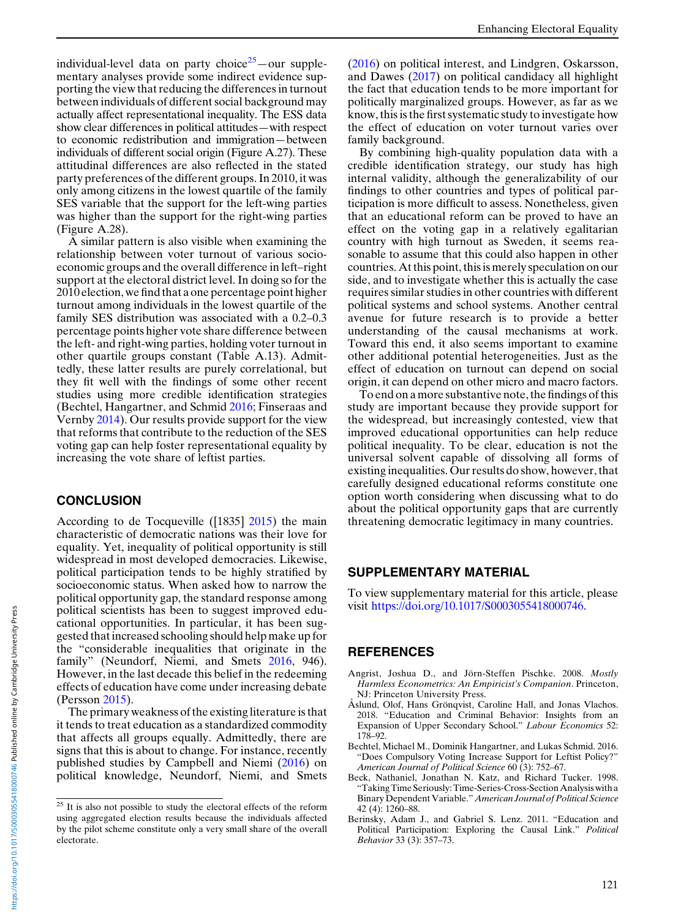individual-level data on party choice[25]—our supplementary analyses provide some indirect evidence supporting the view that reducing the differences in turnout between individuals of different social background may actually affect representational inequality. The ESS data show clear differences in political attitudes—with respect to economic redistribution and immigration—between individuals of different social origin (Figure A.27). These attitudinal differences are also reflected in the stated party preferences of the different groups. In 2010, it was only among citizens in the lowest quartile of the family SES variable that the support for the left-wing parties was higher than the support for the right-wing parties (Figure A.28).

A similar pattern is also visible when examining the relationship between voter turnout of various socioeconomic groups and the overall difference in left–right support at the electoral district level. In doing so for the 2010 election, we find that a one percentage point higher turnout among individuals in the lowest quartile of the family SES distribution was associated with a 0.2–0.3 percentage points higher vote share difference between the left- and right-wing parties, holding voter turnout in other quartile groups constant (Table A.13). Admittedly, these latter results are purely correlational, but they fit well with the findings of some other recent studies using more credible identification strategies (Bechtel, Hangartner, and Schmid 2016; Finseraas and Vernby 2014). Our results provide support for the view that reforms that contribute to the reduction of the SES voting gap can help foster representational equality by increasing the vote share of leftist parties.

## CONCLUSION

According to de Tocqueville ([1835] 2015) the main characteristic of democratic nations was their love for equality. Yet, inequality of political opportunity is still widespread in most developed democracies. Likewise, political participation tends to be highly stratified by socioeconomic status. When asked how to narrow the political opportunity gap, the standard response among political scientists has been to suggest improved educational opportunities. In particular, it has been suggested that increased schooling should help make up for the "considerable inequalities that originate in the family" (Neundorf, Niemi, and Smets 2016, 946). However, in the last decade this belief in the redeeming effects of education have come under increasing debate (Persson 2015).

The primary weakness of the existing literature is that it tends to treat education as a standardized commodity that affects all groups equally. Admittedly, there are signs that this is about to change. For instance, recently published studies by Campbell and Niemi (2016) on political knowledge, Neundorf, Niemi, and Smets (2016) on political interest, and Lindgren, Oskarsson, and Dawes (2017) on political candidacy all highlight the fact that education tends to be more important for politically marginalized groups. However, as far as we know, this is the first systematic study to investigate how the effect of education on voter turnout varies over family background.

By combining high-quality population data with a credible identification strategy, our study has high internal validity, although the generalizability of our findings to other countries and types of political participation is more difficult to assess. Nonetheless, given that an educational reform can be proved to have an effect on the voting gap in a relatively egalitarian country with high turnout as Sweden, it seems reasonable to assume that this could also happen in other countries. At this point, this is merely speculation on our side, and to investigate whether this is actually the case requires similar studies in other countries with different political systems and school systems. Another central avenue for future research is to provide a better understanding of the causal mechanisms at work. Toward this end, it also seems important to examine other additional potential heterogeneities. Just as the effect of education on turnout can depend on social origin, it can depend on other micro and macro factors.

To end on a more substantive note, the findings of this study are important because they provide support for the widespread, but increasingly contested, view that improved educational opportunities can help reduce political inequality. To be clear, education is not the universal solvent capable of dissolving all forms of existing inequalities. Our results do show, however, that carefully designed educational reforms constitute one option worth considering when discussing what to do about the political opportunity gaps that are currently threatening democratic legitimacy in many countries.

## SUPPLEMENTARY MATERIAL

To view supplementary material for this article, please visit https://doi.org/10.1017/S0003055418000746.

## REFERENCES

Angrist, Joshua D., and Jörn-Steffen Pischke. 2008. *Mostly Harmless Econometrics: An Empiricist's Companion*. Princeton, NJ: Princeton University Press.

Åslund, Olof, Hans Grönqvist, Caroline Hall, and Jonas Vlachos. 2018. "Education and Criminal Behavior: Insights from an Expansion of Upper Secondary School." *Labour Economics* 52: 178–92.

Bechtel, Michael M., Dominik Hangartner, and Lukas Schmid. 2016. "Does Compulsory Voting Increase Support for Leftist Policy?" *American Journal of Political Science* 60 (3): 752–67.

Beck, Nathaniel, Jonathan N. Katz, and Richard Tucker. 1998. "Taking Time Seriously: Time-Series-Cross-Section Analysis with a Binary Dependent Variable." *American Journal of Political Science* 42 (4): 1260–88.

Berinsky, Adam J., and Gabriel S. Lenz. 2011. "Education and Political Participation: Exploring the Causal Link." *Political Behavior* 33 (3): 357–73.

[25] It is also not possible to study the electoral effects of the reform using aggregated election results because the individuals affected by the pilot scheme constitute only a very small share of the overall electorate.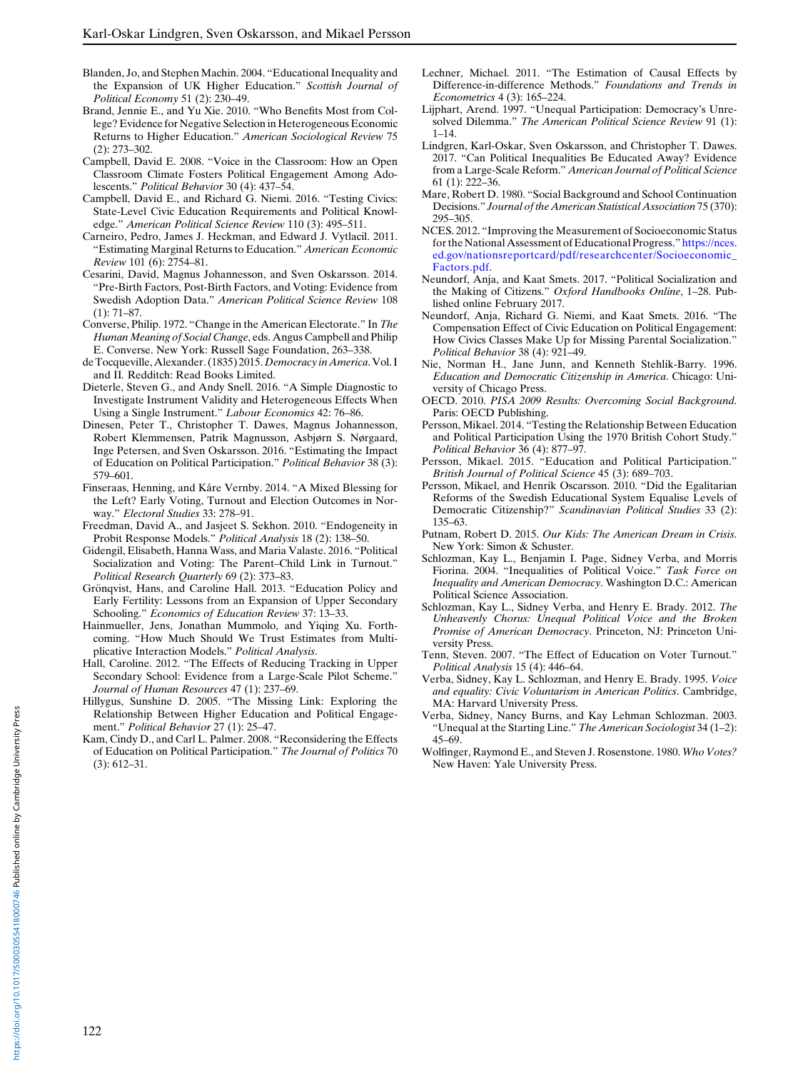Blanden, Jo, and Stephen Machin. 2004. "Educational Inequality and the Expansion of UK Higher Education." *Scottish Journal of Political Economy* 51 (2): 230–49.

Brand, Jennie E., and Yu Xie. 2010. "Who Benefits Most from College? Evidence for Negative Selection in Heterogeneous Economic Returns to Higher Education." *American Sociological Review* 75 (2): 273–302.

Campbell, David E. 2008. "Voice in the Classroom: How an Open Classroom Climate Fosters Political Engagement Among Adolescents." *Political Behavior* 30 (4): 437–54.

Campbell, David E., and Richard G. Niemi. 2016. "Testing Civics: State-Level Civic Education Requirements and Political Knowledge." *American Political Science Review* 110 (3): 495–511.

Carneiro, Pedro, James J. Heckman, and Edward J. Vytlacil. 2011. "Estimating Marginal Returns to Education." *American Economic Review* 101 (6): 2754–81.

Cesarini, David, Magnus Johannesson, and Sven Oskarsson. 2014. "Pre-Birth Factors, Post-Birth Factors, and Voting: Evidence from Swedish Adoption Data." *American Political Science Review* 108 (1): 71–87.

Converse, Philip. 1972. "Change in the American Electorate." In *The Human Meaning of Social Change*, eds. Angus Campbell and Philip E. Converse. New York: Russell Sage Foundation, 263–338.

de Tocqueville, Alexander. (1835) 2015. *Democracy in America*. Vol. I and II. Redditch: Read Books Limited.

Dieterle, Steven G., and Andy Snell. 2016. "A Simple Diagnostic to Investigate Instrument Validity and Heterogeneous Effects When Using a Single Instrument." *Labour Economics* 42: 76–86.

Dinesen, Peter T., Christopher T. Dawes, Magnus Johannesson, Robert Klemmensen, Patrik Magnusson, Asbjørn S. Nørgaard, Inge Petersen, and Sven Oskarsson. 2016. "Estimating the Impact of Education on Political Participation." *Political Behavior* 38 (3): 579–601.

Finseraas, Henning, and Kåre Vernby. 2014. "A Mixed Blessing for the Left? Early Voting, Turnout and Election Outcomes in Norway." *Electoral Studies* 33: 278–91.

Freedman, David A., and Jasjeet S. Sekhon. 2010. "Endogeneity in Probit Response Models." *Political Analysis* 18 (2): 138–50.

Gidengil, Elisabeth, Hanna Wass, and Maria Valaste. 2016. "Political Socialization and Voting: The Parent–Child Link in Turnout." *Political Research Quarterly* 69 (2): 373–83.

Grönqvist, Hans, and Caroline Hall. 2013. "Education Policy and Early Fertility: Lessons from an Expansion of Upper Secondary Schooling." *Economics of Education Review* 37: 13–33.

Hainmueller, Jens, Jonathan Mummolo, and Yiqing Xu. Forthcoming. "How Much Should We Trust Estimates from Multiplicative Interaction Models." *Political Analysis*.

Hall, Caroline. 2012. "The Effects of Reducing Tracking in Upper Secondary School: Evidence from a Large-Scale Pilot Scheme." *Journal of Human Resources* 47 (1): 237–69.

Hillygus, Sunshine D. 2005. "The Missing Link: Exploring the Relationship Between Higher Education and Political Engagement." *Political Behavior* 27 (1): 25–47.

Kam, Cindy D., and Carl L. Palmer. 2008. "Reconsidering the Effects of Education on Political Participation." *The Journal of Politics* 70 (3): 612–31.

Lechner, Michael. 2011. "The Estimation of Causal Effects by Difference-in-difference Methods." *Foundations and Trends in Econometrics* 4 (3): 165–224.

Lijphart, Arend. 1997. "Unequal Participation: Democracy's Unresolved Dilemma." *The American Political Science Review* 91 (1): 1–14.

Lindgren, Karl-Oskar, Sven Oskarsson, and Christopher T. Dawes. 2017. "Can Political Inequalities Be Educated Away? Evidence from a Large-Scale Reform." *American Journal of Political Science* 61 (1): 222–36.

Mare, Robert D. 1980. "Social Background and School Continuation Decisions." *Journal of the American Statistical Association* 75 (370): 295–305.

NCES. 2012. "Improving the Measurement of Socioeconomic Status for the National Assessment of Educational Progress." https://nces.ed.gov/nationsreportcard/pdf/researchcenter/Socioeconomic_Factors.pdf.

Neundorf, Anja, and Kaat Smets. 2017. "Political Socialization and the Making of Citizens." *Oxford Handbooks Online*, 1–28. Published online February 2017.

Neundorf, Anja, Richard G. Niemi, and Kaat Smets. 2016. "The Compensation Effect of Civic Education on Political Engagement: How Civics Classes Make Up for Missing Parental Socialization." *Political Behavior* 38 (4): 921–49.

Nie, Norman H., Jane Junn, and Kenneth Stehlik-Barry. 1996. *Education and Democratic Citizenship in America*. Chicago: University of Chicago Press.

OECD. 2010. *PISA 2009 Results: Overcoming Social Background*. Paris: OECD Publishing.

Persson, Mikael. 2014. "Testing the Relationship Between Education and Political Participation Using the 1970 British Cohort Study." *Political Behavior* 36 (4): 877–97.

Persson, Mikael. 2015. "Education and Political Participation." *British Journal of Political Science* 45 (3): 689–703.

Persson, Mikael, and Henrik Oscarsson. 2010. "Did the Egalitarian Reforms of the Swedish Educational System Equalise Levels of Democratic Citizenship?" *Scandinavian Political Studies* 33 (2): 135–63.

Putnam, Robert D. 2015. *Our Kids: The American Dream in Crisis*. New York: Simon & Schuster.

Schlozman, Kay L., Benjamin I. Page, Sidney Verba, and Morris Fiorina. 2004. "Inequalities of Political Voice." *Task Force on Inequality and American Democracy*. Washington D.C.: American Political Science Association.

Schlozman, Kay L., Sidney Verba, and Henry E. Brady. 2012. *The Unheavenly Chorus: Unequal Political Voice and the Broken Promise of American Democracy*. Princeton, NJ: Princeton University Press.

Tenn, Steven. 2007. "The Effect of Education on Voter Turnout." *Political Analysis* 15 (4): 446–64.

Verba, Sidney, Kay L. Schlozman, and Henry E. Brady. 1995. *Voice and equality: Civic Voluntarism in American Politics*. Cambridge, MA: Harvard University Press.

Verba, Sidney, Nancy Burns, and Kay Lehman Schlozman. 2003. "Unequal at the Starting Line." *The American Sociologist* 34 (1–2): 45–69.

Wolfinger, Raymond E., and Steven J. Rosenstone. 1980. *Who Votes?* New Haven: Yale University Press.